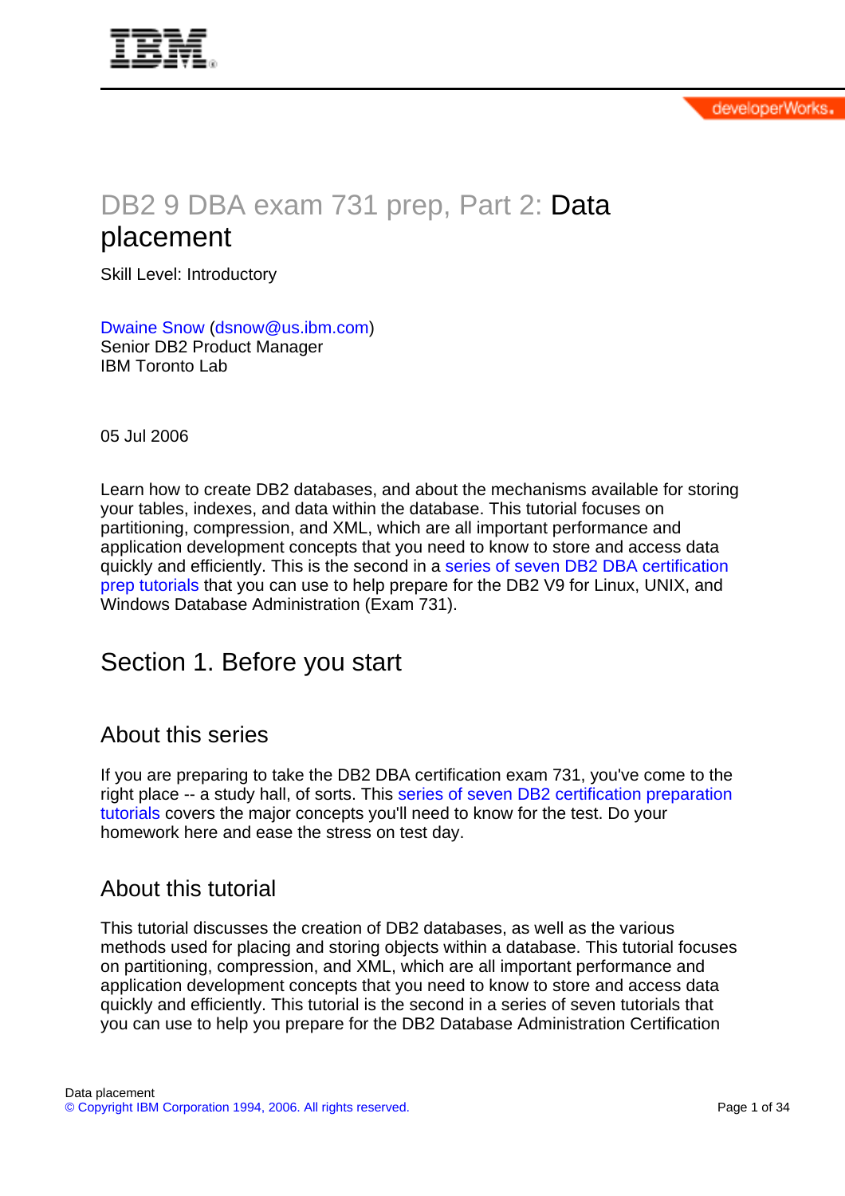# DB2 9 DBA exam 731 prep, Part 2: Data placement

Skill Level: Introductory

Dwaine Snow (dsnow@us.ibm.com)
Senior DB2 Product Manager
IBM Toronto Lab

05 Jul 2006

Learn how to create DB2 databases, and about the mechanisms available for storing your tables, indexes, and data within the database. This tutorial focuses on partitioning, compression, and XML, which are all important performance and application development concepts that you need to know to store and access data quickly and efficiently. This is the second in a series of seven DB2 DBA certification prep tutorials that you can use to help prepare for the DB2 V9 for Linux, UNIX, and Windows Database Administration (Exam 731).

## Section 1. Before you start

### About this series

If you are preparing to take the DB2 DBA certification exam 731, you've come to the right place -- a study hall, of sorts. This series of seven DB2 certification preparation tutorials covers the major concepts you'll need to know for the test. Do your homework here and ease the stress on test day.

### About this tutorial

This tutorial discusses the creation of DB2 databases, as well as the various methods used for placing and storing objects within a database. This tutorial focuses on partitioning, compression, and XML, which are all important performance and application development concepts that you need to know to store and access data quickly and efficiently. This tutorial is the second in a series of seven tutorials that you can use to help you prepare for the DB2 Database Administration Certification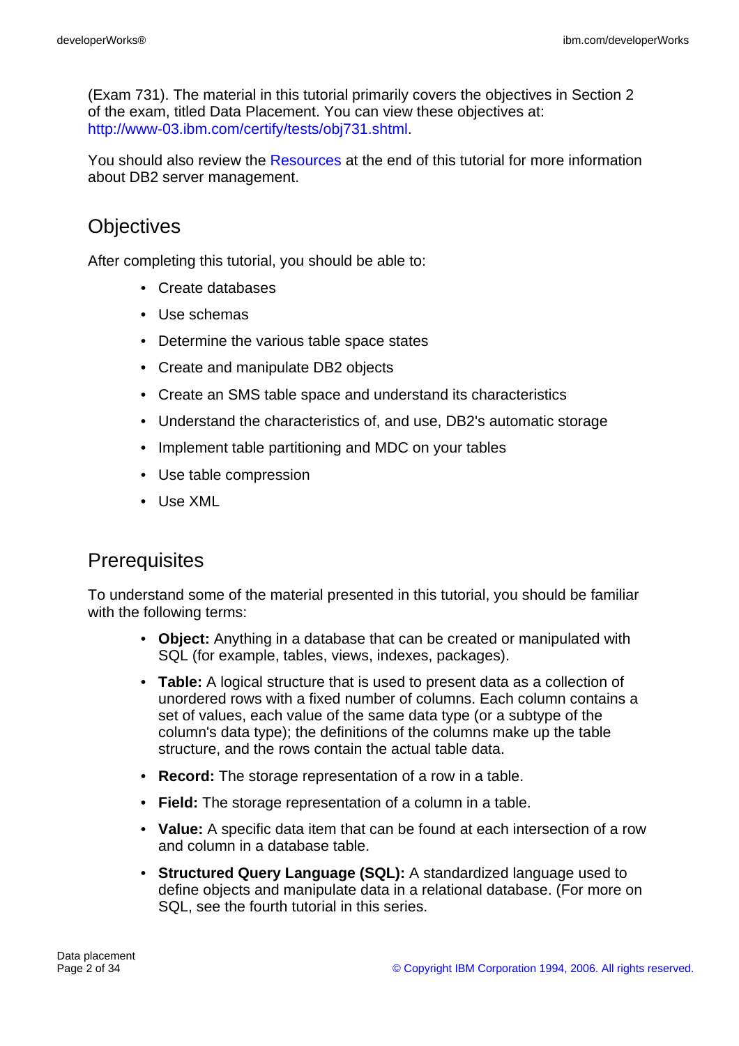(Exam 731). The material in this tutorial primarily covers the objectives in Section 2 of the exam, titled Data Placement. You can view these objectives at: http://www-03.ibm.com/certify/tests/obj731.shtml.

You should also review the Resources at the end of this tutorial for more information about DB2 server management.

## Objectives

After completing this tutorial, you should be able to:

- Create databases
- Use schemas
- Determine the various table space states
- Create and manipulate DB2 objects
- Create an SMS table space and understand its characteristics
- Understand the characteristics of, and use, DB2's automatic storage
- Implement table partitioning and MDC on your tables
- Use table compression
- Use XML

## Prerequisites

To understand some of the material presented in this tutorial, you should be familiar with the following terms:

- **Object:** Anything in a database that can be created or manipulated with SQL (for example, tables, views, indexes, packages).
- **Table:** A logical structure that is used to present data as a collection of unordered rows with a fixed number of columns. Each column contains a set of values, each value of the same data type (or a subtype of the column's data type); the definitions of the columns make up the table structure, and the rows contain the actual table data.
- **Record:** The storage representation of a row in a table.
- **Field:** The storage representation of a column in a table.
- **Value:** A specific data item that can be found at each intersection of a row and column in a database table.
- **Structured Query Language (SQL):** A standardized language used to define objects and manipulate data in a relational database. (For more on SQL, see the fourth tutorial in this series.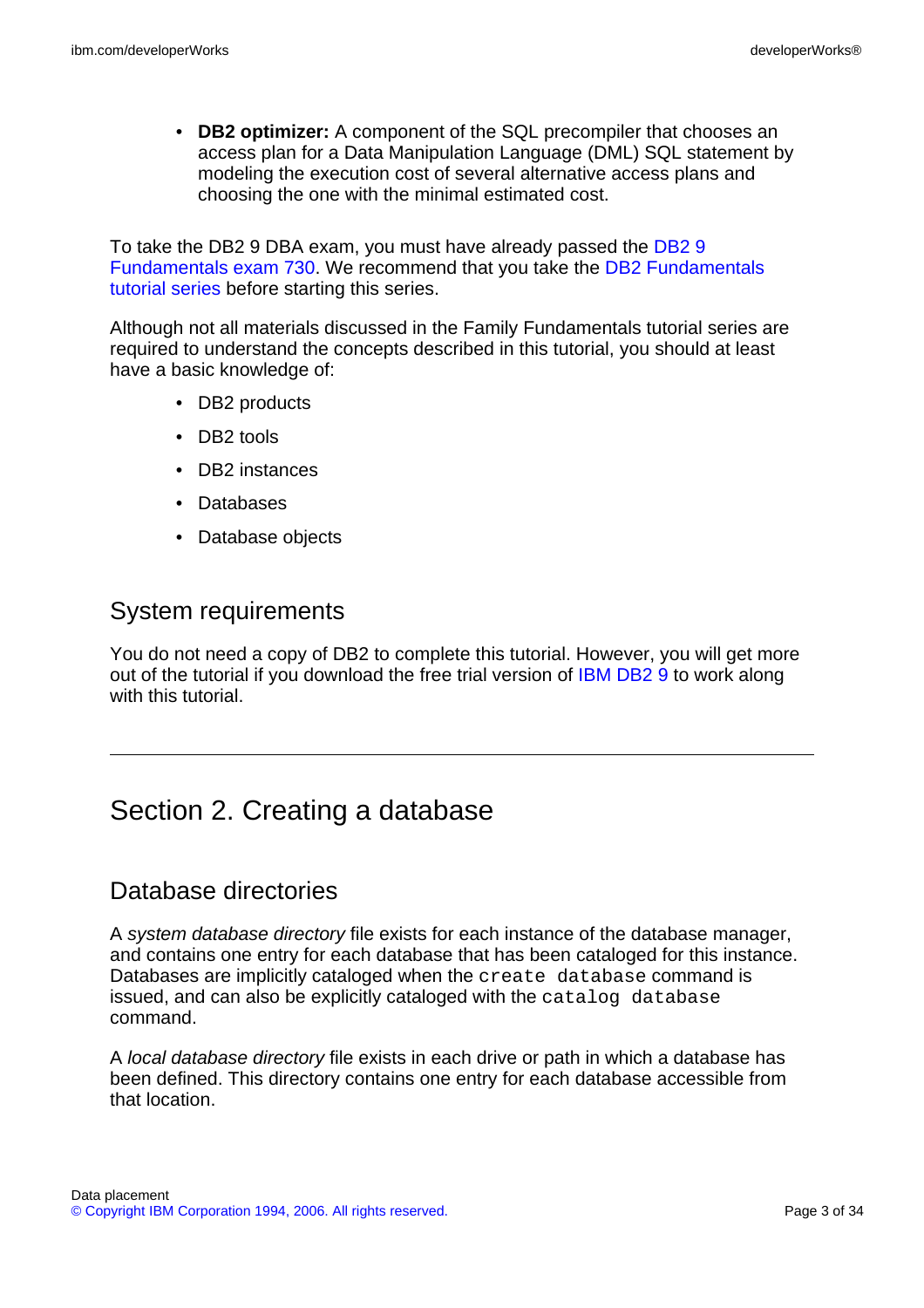- **DB2 optimizer:** A component of the SQL precompiler that chooses an access plan for a Data Manipulation Language (DML) SQL statement by modeling the execution cost of several alternative access plans and choosing the one with the minimal estimated cost.

To take the DB2 9 DBA exam, you must have already passed the DB2 9 Fundamentals exam 730. We recommend that you take the DB2 Fundamentals tutorial series before starting this series.

Although not all materials discussed in the Family Fundamentals tutorial series are required to understand the concepts described in this tutorial, you should at least have a basic knowledge of:

- DB2 products
- DB2 tools
- DB2 instances
- Databases
- Database objects

## System requirements

You do not need a copy of DB2 to complete this tutorial. However, you will get more out of the tutorial if you download the free trial version of IBM DB2 9 to work along with this tutorial.

---

# Section 2. Creating a database

## Database directories

A *system database directory* file exists for each instance of the database manager, and contains one entry for each database that has been cataloged for this instance. Databases are implicitly cataloged when the `create database` command is issued, and can also be explicitly cataloged with the `catalog database` command.

A *local database directory* file exists in each drive or path in which a database has been defined. This directory contains one entry for each database accessible from that location.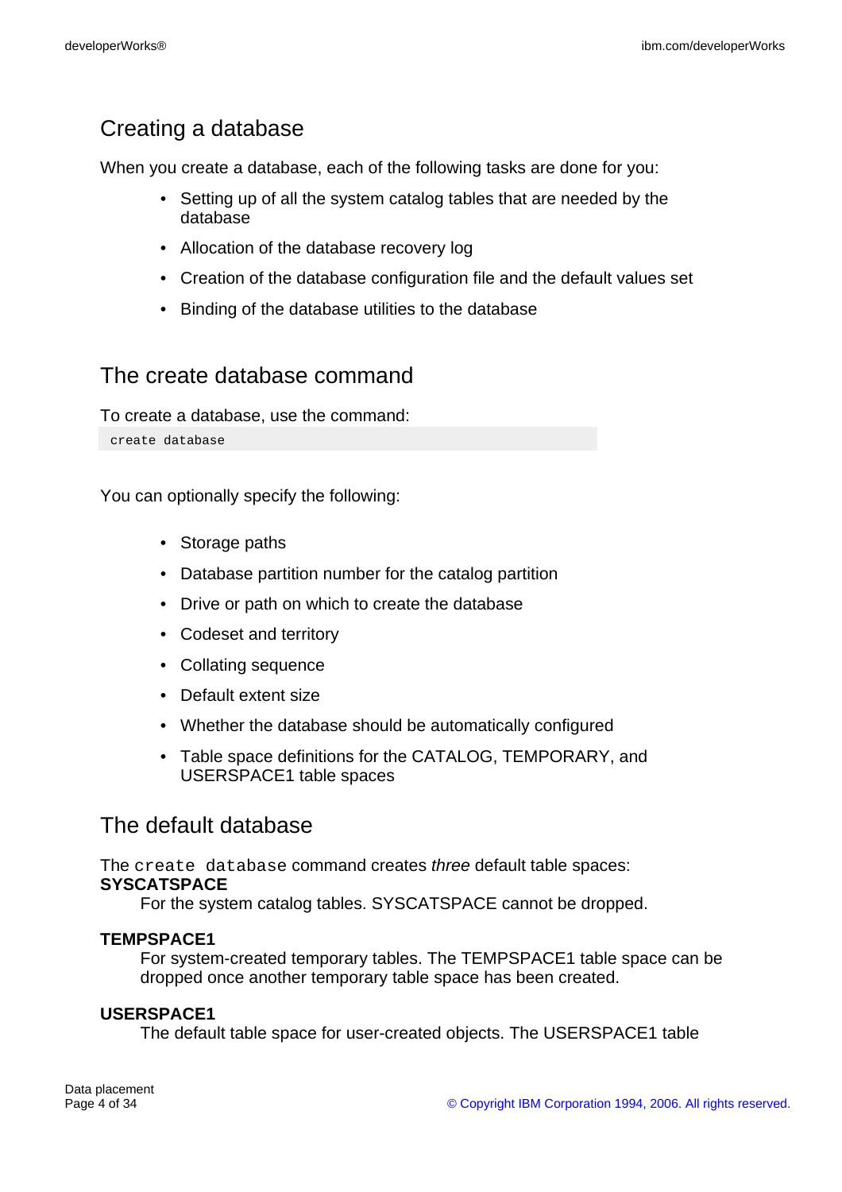## Creating a database

When you create a database, each of the following tasks are done for you:

- Setting up of all the system catalog tables that are needed by the database
- Allocation of the database recovery log
- Creation of the database configuration file and the default values set
- Binding of the database utilities to the database

## The create database command

To create a database, use the command:

```
create database
```

You can optionally specify the following:

- Storage paths
- Database partition number for the catalog partition
- Drive or path on which to create the database
- Codeset and territory
- Collating sequence
- Default extent size
- Whether the database should be automatically configured
- Table space definitions for the CATALOG, TEMPORARY, and USERSPACE1 table spaces

## The default database

The `create database` command creates *three* default table spaces:

**SYSCATSPACE**
For the system catalog tables. SYSCATSPACE cannot be dropped.

**TEMPSPACE1**
For system-created temporary tables. The TEMPSPACE1 table space can be dropped once another temporary table space has been created.

**USERSPACE1**
The default table space for user-created objects. The USERSPACE1 table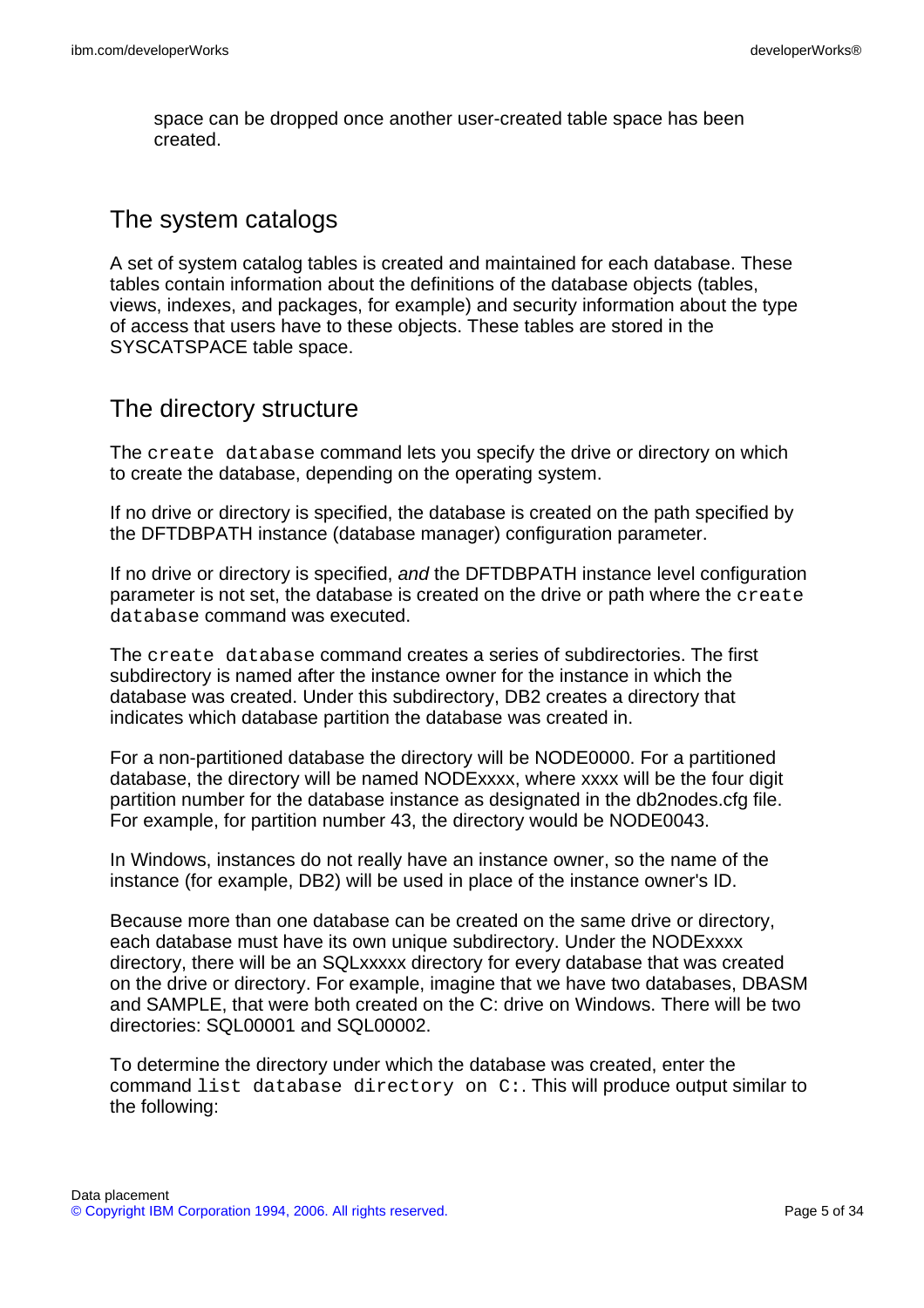space can be dropped once another user-created table space has been created.

## The system catalogs

A set of system catalog tables is created and maintained for each database. These tables contain information about the definitions of the database objects (tables, views, indexes, and packages, for example) and security information about the type of access that users have to these objects. These tables are stored in the SYSCATSPACE table space.

## The directory structure

The `create database` command lets you specify the drive or directory on which to create the database, depending on the operating system.

If no drive or directory is specified, the database is created on the path specified by the DFTDBPATH instance (database manager) configuration parameter.

If no drive or directory is specified, *and* the DFTDBPATH instance level configuration parameter is not set, the database is created on the drive or path where the `create database` command was executed.

The `create database` command creates a series of subdirectories. The first subdirectory is named after the instance owner for the instance in which the database was created. Under this subdirectory, DB2 creates a directory that indicates which database partition the database was created in.

For a non-partitioned database the directory will be NODE0000. For a partitioned database, the directory will be named NODExxxx, where xxxx will be the four digit partition number for the database instance as designated in the db2nodes.cfg file. For example, for partition number 43, the directory would be NODE0043.

In Windows, instances do not really have an instance owner, so the name of the instance (for example, DB2) will be used in place of the instance owner's ID.

Because more than one database can be created on the same drive or directory, each database must have its own unique subdirectory. Under the NODExxxx directory, there will be an SQLxxxxx directory for every database that was created on the drive or directory. For example, imagine that we have two databases, DBASM and SAMPLE, that were both created on the C: drive on Windows. There will be two directories: SQL00001 and SQL00002.

To determine the directory under which the database was created, enter the command `list database directory on C:`. This will produce output similar to the following: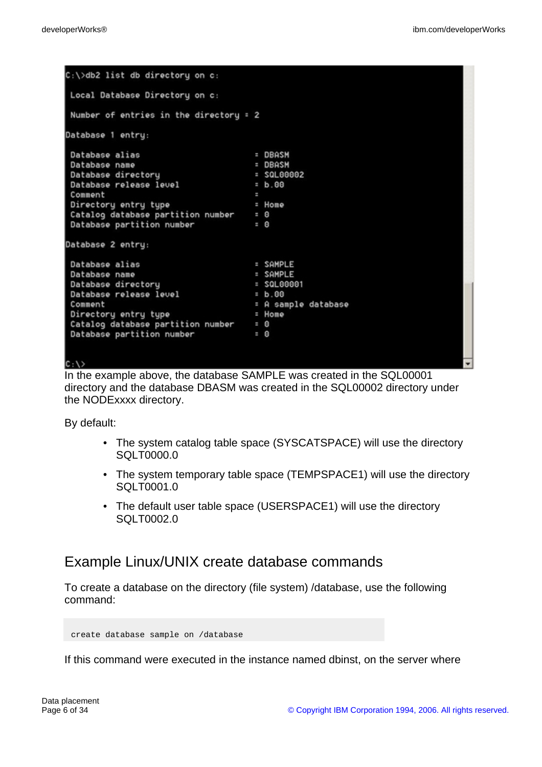```
C:\>db2 list db directory on c:

 Local Database Directory on c:

 Number of entries in the directory = 2

Database 1 entry:

 Database alias                       = DBASM
 Database name                        = DBASM
 Database directory                   = SQL00002
 Database release level               = b.00
 Comment                              =
 Directory entry type                 = Home
 Catalog database partition number    = 0
 Database partition number            = 0

Database 2 entry:

 Database alias                       = SAMPLE
 Database name                        = SAMPLE
 Database directory                   = SQL00001
 Database release level               = b.00
 Comment                              = A sample database
 Directory entry type                 = Home
 Catalog database partition number    = 0
 Database partition number            = 0


C:\>
```

In the example above, the database SAMPLE was created in the SQL00001 directory and the database DBASM was created in the SQL00002 directory under the NODExxxx directory.

By default:

- The system catalog table space (SYSCATSPACE) will use the directory SQLT0000.0
- The system temporary table space (TEMPSPACE1) will use the directory SQLT0001.0
- The default user table space (USERSPACE1) will use the directory SQLT0002.0

## Example Linux/UNIX create database commands

To create a database on the directory (file system) /database, use the following command:

```
create database sample on /database
```

If this command were executed in the instance named dbinst, on the server where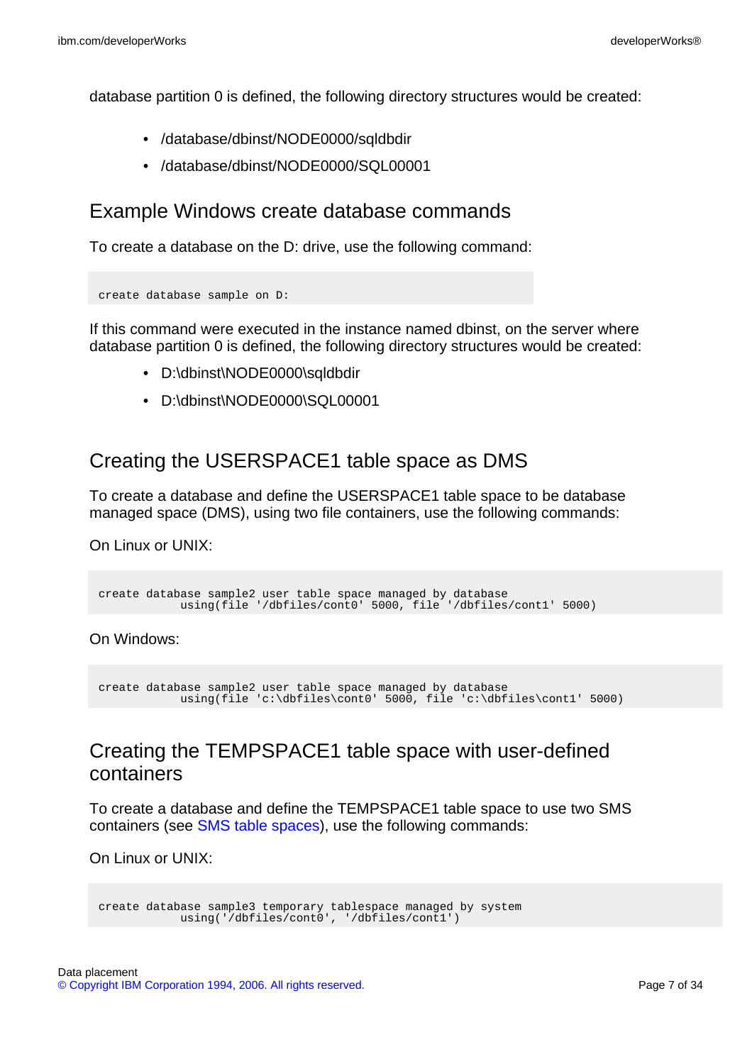database partition 0 is defined, the following directory structures would be created:

- /database/dbinst/NODE0000/sqldbdir
- /database/dbinst/NODE0000/SQL00001

## Example Windows create database commands

To create a database on the D: drive, use the following command:

```
create database sample on D:
```

If this command were executed in the instance named dbinst, on the server where database partition 0 is defined, the following directory structures would be created:

- D:\dbinst\NODE0000\sqldbdir
- D:\dbinst\NODE0000\SQL00001

## Creating the USERSPACE1 table space as DMS

To create a database and define the USERSPACE1 table space to be database managed space (DMS), using two file containers, use the following commands:

On Linux or UNIX:

```
create database sample2 user table space managed by database
            using(file '/dbfiles/cont0' 5000, file '/dbfiles/cont1' 5000)
```

On Windows:

```
create database sample2 user table space managed by database
            using(file 'c:\dbfiles\cont0' 5000, file 'c:\dbfiles\cont1' 5000)
```

## Creating the TEMPSPACE1 table space with user-defined containers

To create a database and define the TEMPSPACE1 table space to use two SMS containers (see SMS table spaces), use the following commands:

On Linux or UNIX:

```
create database sample3 temporary tablespace managed by system
            using('/dbfiles/cont0', '/dbfiles/cont1')
```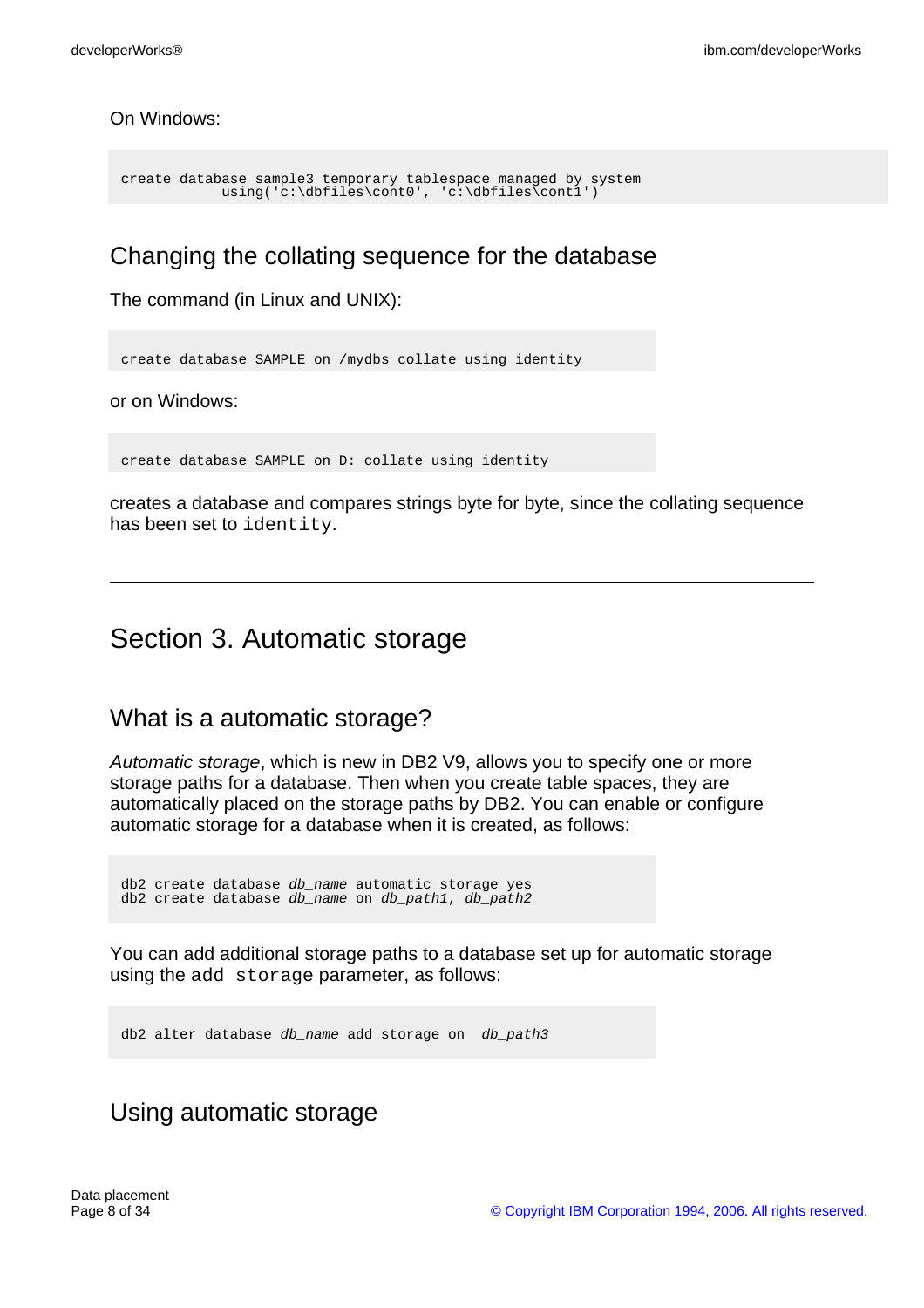On Windows:

```
create database sample3 temporary tablespace managed by system
            using('c:\dbfiles\cont0', 'c:\dbfiles\cont1')
```

### Changing the collating sequence for the database

The command (in Linux and UNIX):

```
create database SAMPLE on /mydbs collate using identity
```

or on Windows:

```
create database SAMPLE on D: collate using identity
```

creates a database and compares strings byte for byte, since the collating sequence has been set to `identity`.

---

## Section 3. Automatic storage

### What is a automatic storage?

*Automatic storage*, which is new in DB2 V9, allows you to specify one or more storage paths for a database. Then when you create table spaces, they are automatically placed on the storage paths by DB2. You can enable or configure automatic storage for a database when it is created, as follows:

```
db2 create database db_name automatic storage yes
db2 create database db_name on db_path1, db_path2
```

You can add additional storage paths to a database set up for automatic storage using the `add storage` parameter, as follows:

```
db2 alter database db_name add storage on  db_path3
```

### Using automatic storage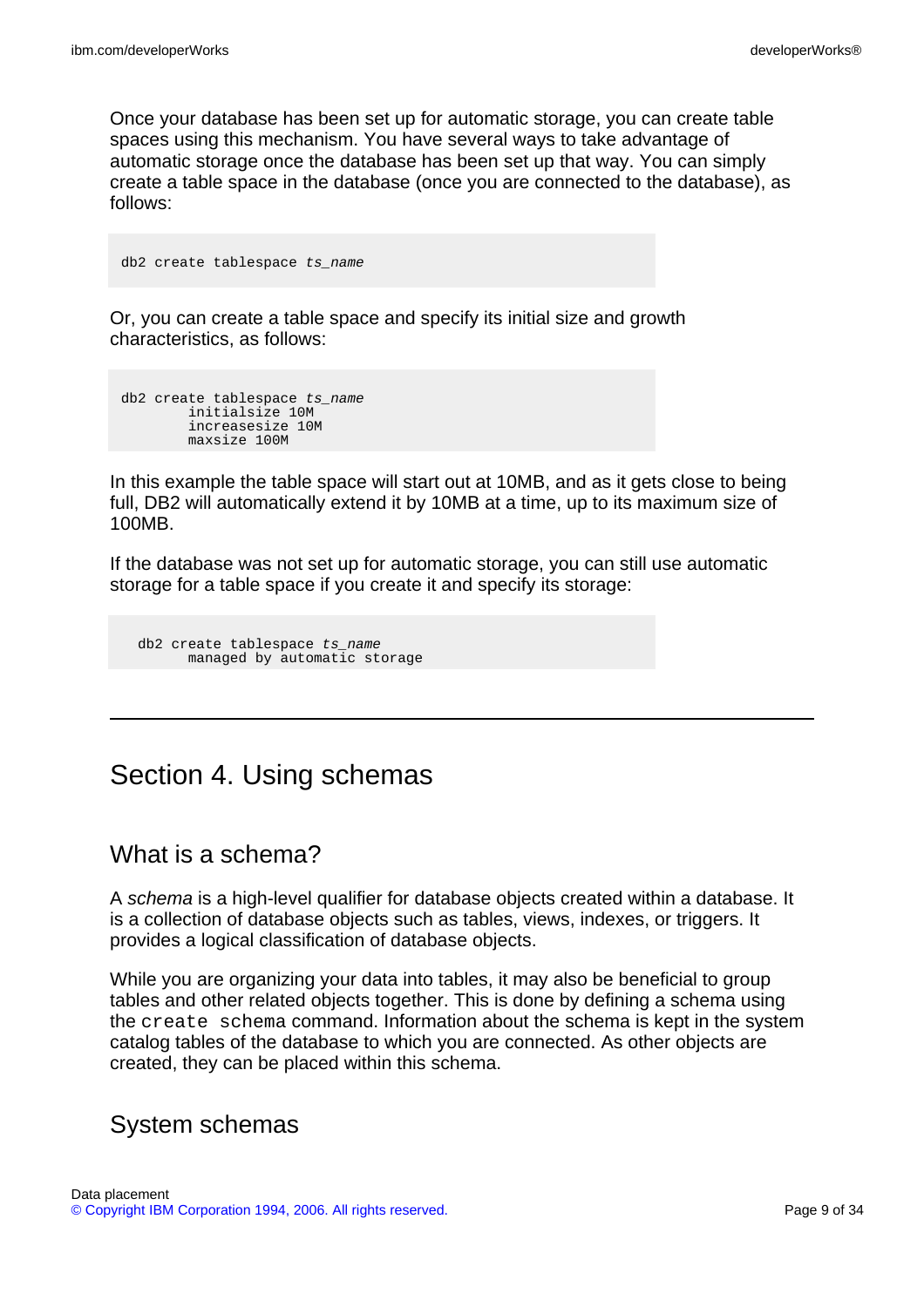Once your database has been set up for automatic storage, you can create table spaces using this mechanism. You have several ways to take advantage of automatic storage once the database has been set up that way. You can simply create a table space in the database (once you are connected to the database), as follows:

```
db2 create tablespace ts_name
```

Or, you can create a table space and specify its initial size and growth characteristics, as follows:

```
db2 create tablespace ts_name
        initialsize 10M
        increasesize 10M
        maxsize 100M
```

In this example the table space will start out at 10MB, and as it gets close to being full, DB2 will automatically extend it by 10MB at a time, up to its maximum size of 100MB.

If the database was not set up for automatic storage, you can still use automatic storage for a table space if you create it and specify its storage:

```
  db2 create tablespace ts_name
        managed by automatic storage
```

---

# Section 4. Using schemas

## What is a schema?

A *schema* is a high-level qualifier for database objects created within a database. It is a collection of database objects such as tables, views, indexes, or triggers. It provides a logical classification of database objects.

While you are organizing your data into tables, it may also be beneficial to group tables and other related objects together. This is done by defining a schema using the `create schema` command. Information about the schema is kept in the system catalog tables of the database to which you are connected. As other objects are created, they can be placed within this schema.

## System schemas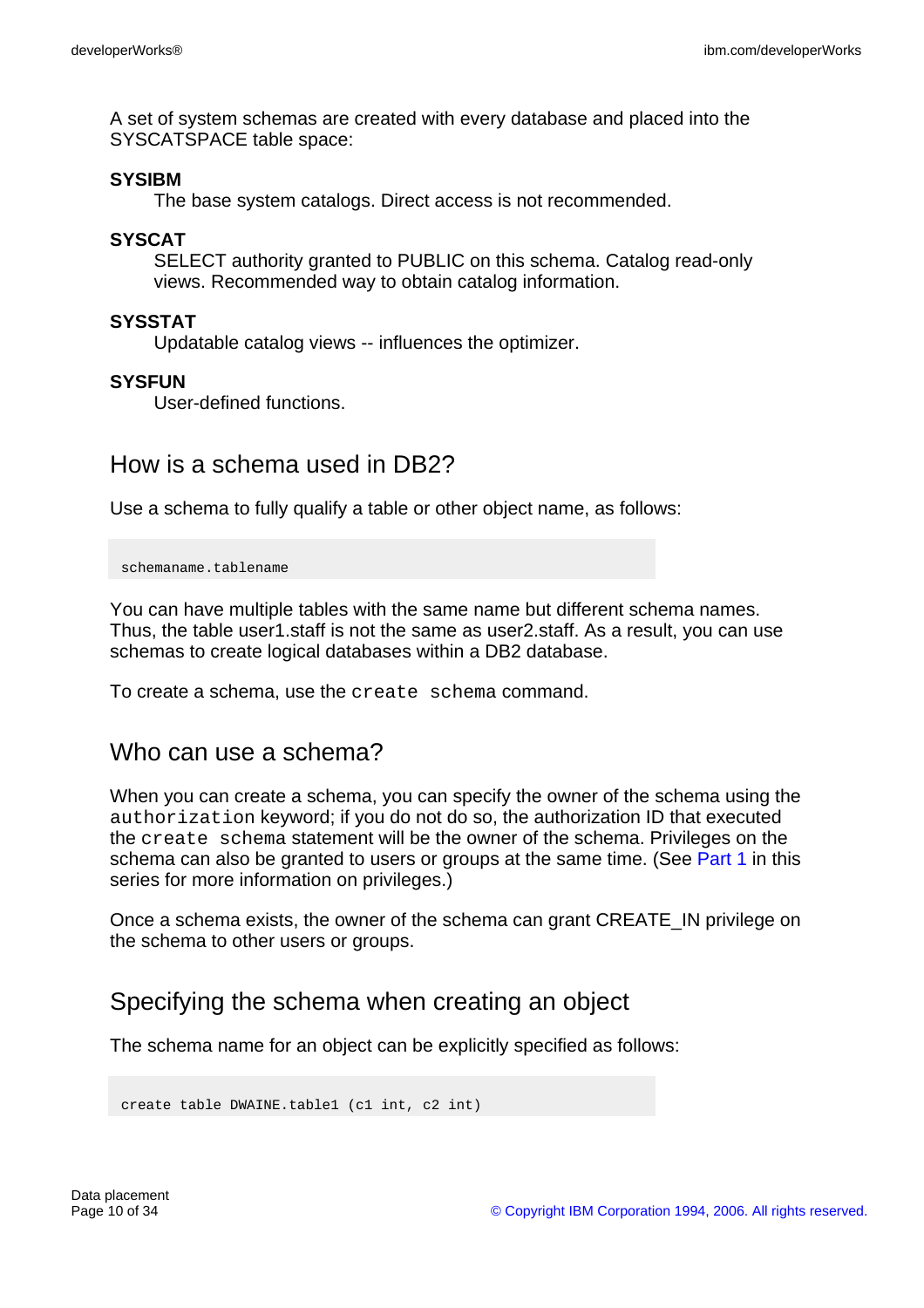A set of system schemas are created with every database and placed into the SYSCATSPACE table space:

**SYSIBM**
: The base system catalogs. Direct access is not recommended.

**SYSCAT**
: SELECT authority granted to PUBLIC on this schema. Catalog read-only views. Recommended way to obtain catalog information.

**SYSSTAT**
: Updatable catalog views -- influences the optimizer.

**SYSFUN**
: User-defined functions.

## How is a schema used in DB2?

Use a schema to fully qualify a table or other object name, as follows:

```
schemaname.tablename
```

You can have multiple tables with the same name but different schema names. Thus, the table user1.staff is not the same as user2.staff. As a result, you can use schemas to create logical databases within a DB2 database.

To create a schema, use the `create schema` command.

## Who can use a schema?

When you can create a schema, you can specify the owner of the schema using the `authorization` keyword; if you do not do so, the authorization ID that executed the `create schema` statement will be the owner of the schema. Privileges on the schema can also be granted to users or groups at the same time. (See Part 1 in this series for more information on privileges.)

Once a schema exists, the owner of the schema can grant CREATE_IN privilege on the schema to other users or groups.

## Specifying the schema when creating an object

The schema name for an object can be explicitly specified as follows:

```
create table DWAINE.table1 (c1 int, c2 int)
```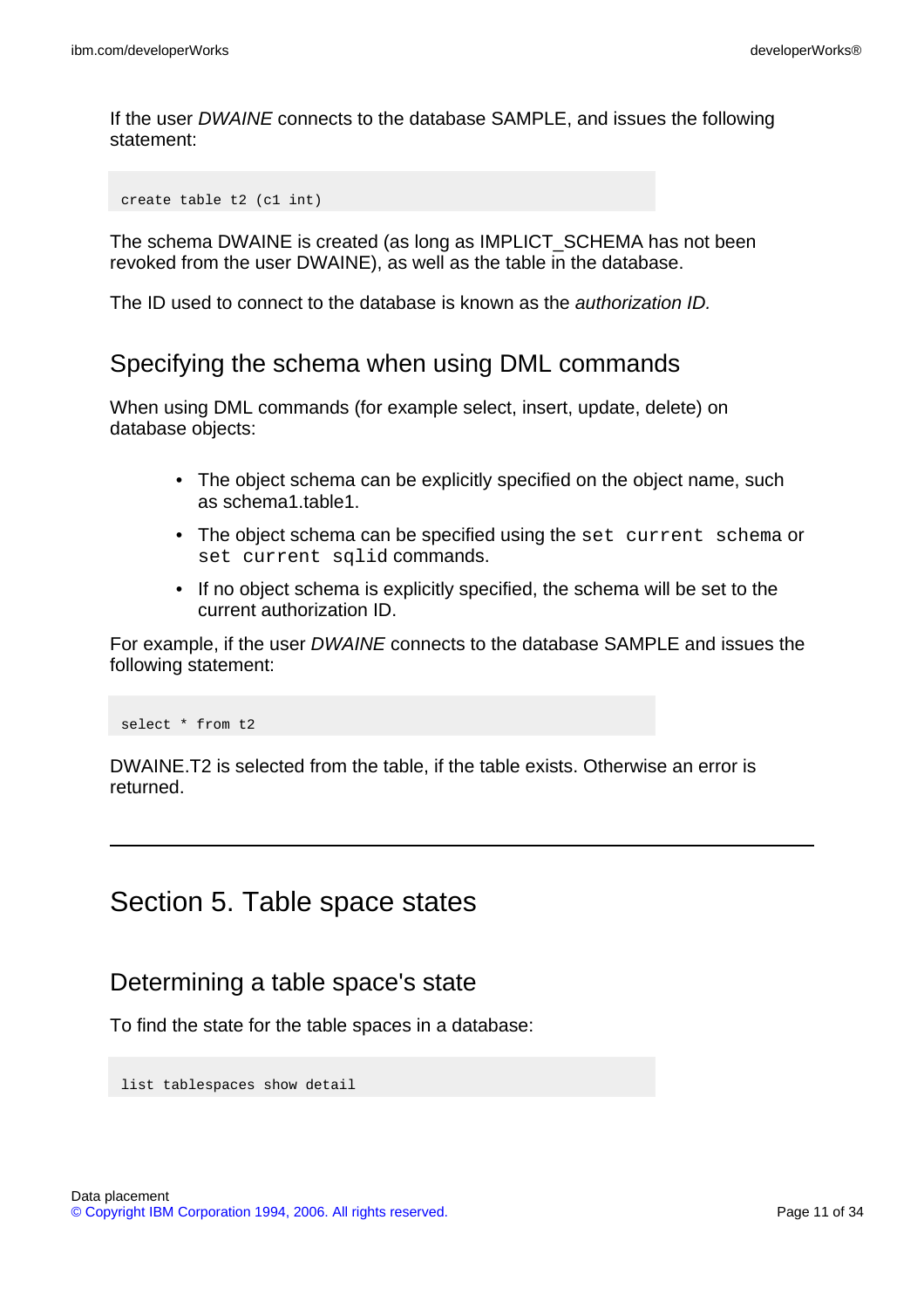If the user *DWAINE* connects to the database SAMPLE, and issues the following statement:

```
create table t2 (c1 int)
```

The schema DWAINE is created (as long as IMPLICT_SCHEMA has not been revoked from the user DWAINE), as well as the table in the database.

The ID used to connect to the database is known as the *authorization ID.*

## Specifying the schema when using DML commands

When using DML commands (for example select, insert, update, delete) on database objects:

- The object schema can be explicitly specified on the object name, such as schema1.table1.
- The object schema can be specified using the `set current schema` or `set current sqlid` commands.
- If no object schema is explicitly specified, the schema will be set to the current authorization ID.

For example, if the user *DWAINE* connects to the database SAMPLE and issues the following statement:

```
select * from t2
```

DWAINE.T2 is selected from the table, if the table exists. Otherwise an error is returned.

---

# Section 5. Table space states

## Determining a table space's state

To find the state for the table spaces in a database:

```
list tablespaces show detail
```

Data placement

© Copyright IBM Corporation 1994, 2006. All rights reserved.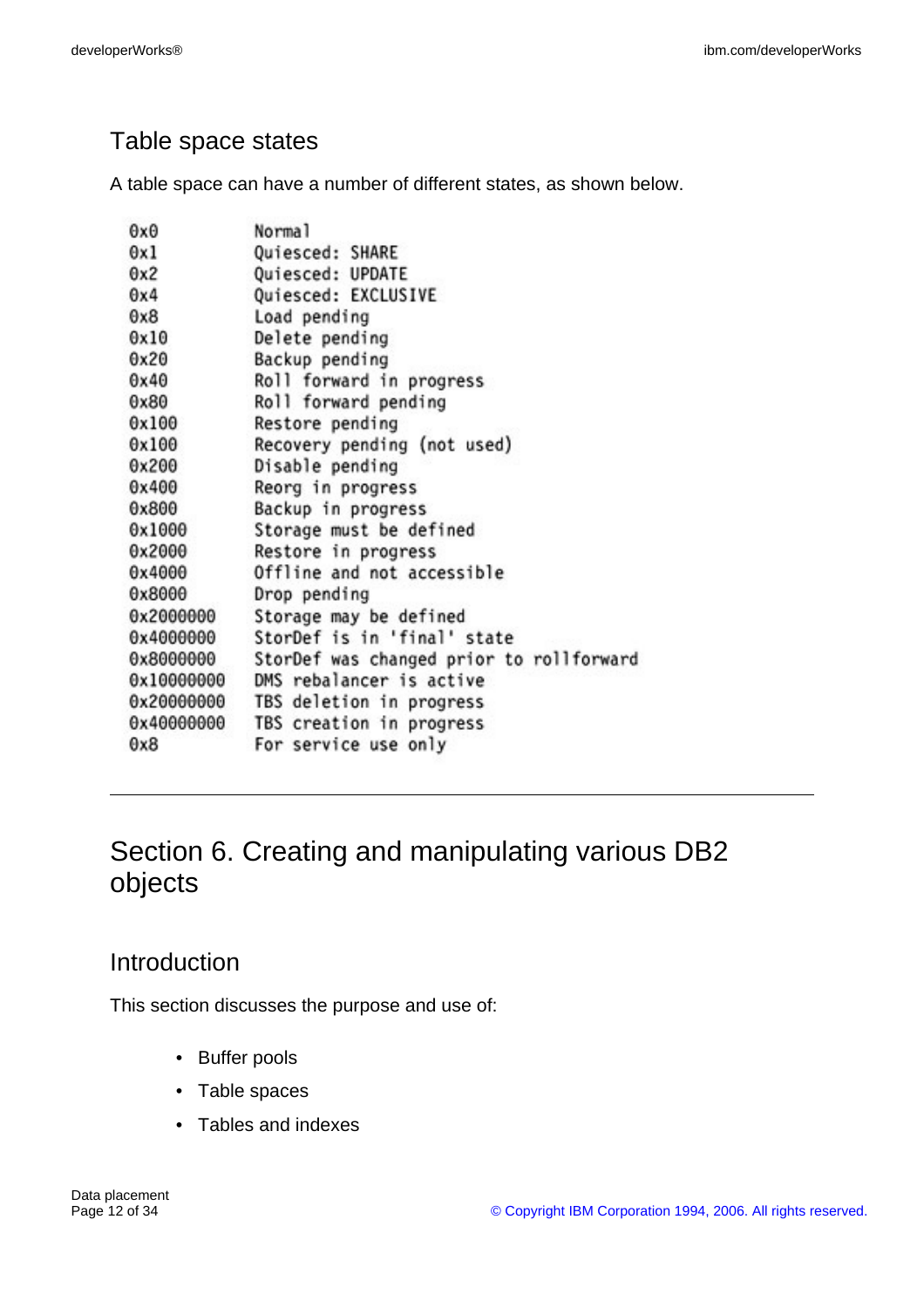## Table space states

A table space can have a number of different states, as shown below.

```
0x0         Normal
0x1         Quiesced: SHARE
0x2         Quiesced: UPDATE
0x4         Quiesced: EXCLUSIVE
0x8         Load pending
0x10        Delete pending
0x20        Backup pending
0x40        Roll forward in progress
0x80        Roll forward pending
0x100       Restore pending
0x100       Recovery pending (not used)
0x200       Disable pending
0x400       Reorg in progress
0x800       Backup in progress
0x1000      Storage must be defined
0x2000      Restore in progress
0x4000      Offline and not accessible
0x8000      Drop pending
0x2000000   Storage may be defined
0x4000000   StorDef is in 'final' state
0x8000000   StorDef was changed prior to rollforward
0x10000000  DMS rebalancer is active
0x20000000  TBS deletion in progress
0x40000000  TBS creation in progress
0x8         For service use only
```

---

# Section 6. Creating and manipulating various DB2 objects

## Introduction

This section discusses the purpose and use of:

- Buffer pools
- Table spaces
- Tables and indexes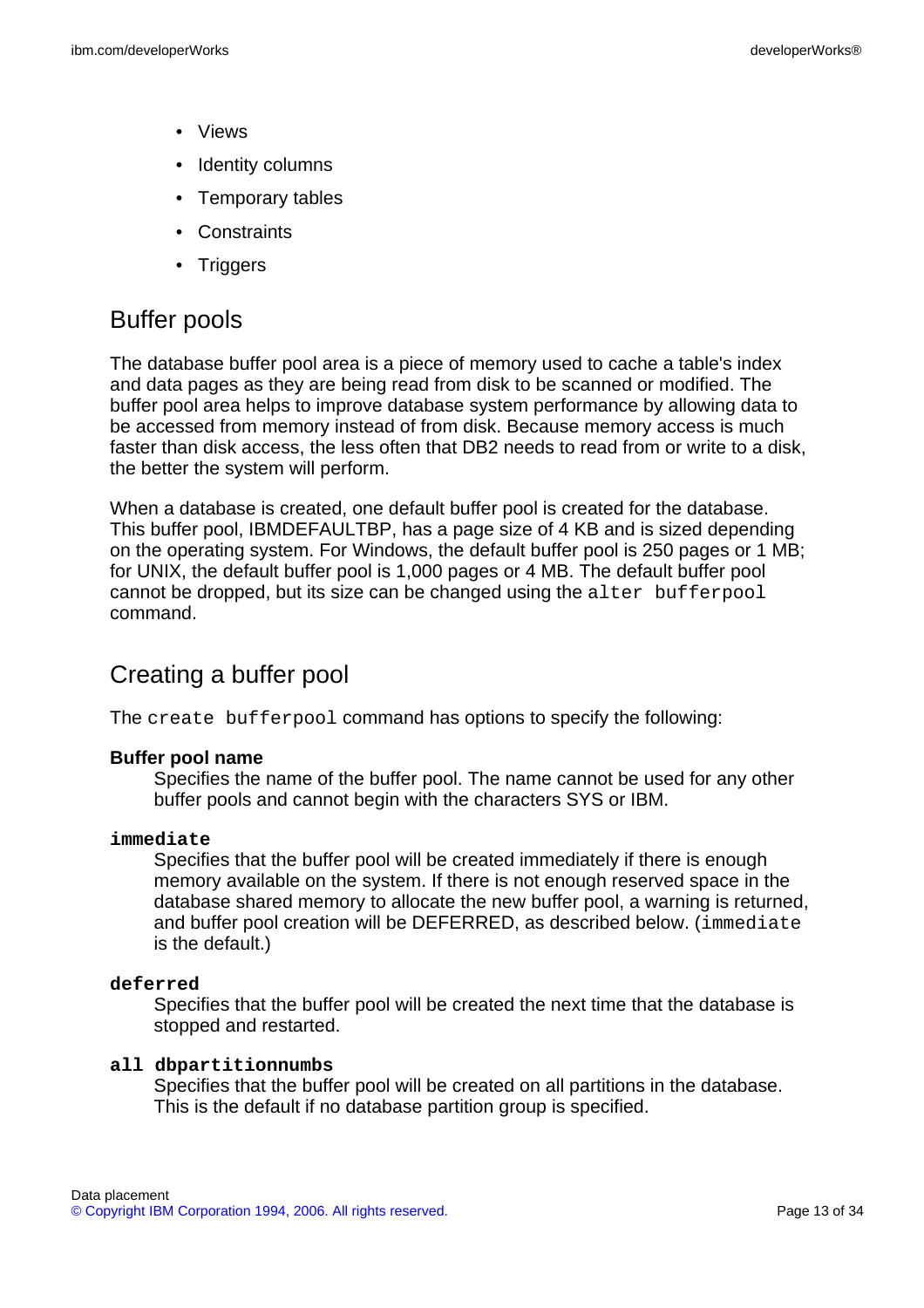- Views
- Identity columns
- Temporary tables
- Constraints
- Triggers

## Buffer pools

The database buffer pool area is a piece of memory used to cache a table's index and data pages as they are being read from disk to be scanned or modified. The buffer pool area helps to improve database system performance by allowing data to be accessed from memory instead of from disk. Because memory access is much faster than disk access, the less often that DB2 needs to read from or write to a disk, the better the system will perform.

When a database is created, one default buffer pool is created for the database. This buffer pool, IBMDEFAULTBP, has a page size of 4 KB and is sized depending on the operating system. For Windows, the default buffer pool is 250 pages or 1 MB; for UNIX, the default buffer pool is 1,000 pages or 4 MB. The default buffer pool cannot be dropped, but its size can be changed using the `alter bufferpool` command.

## Creating a buffer pool

The `create bufferpool` command has options to specify the following:

**Buffer pool name**
: Specifies the name of the buffer pool. The name cannot be used for any other buffer pools and cannot begin with the characters SYS or IBM.

**`immediate`**
: Specifies that the buffer pool will be created immediately if there is enough memory available on the system. If there is not enough reserved space in the database shared memory to allocate the new buffer pool, a warning is returned, and buffer pool creation will be DEFERRED, as described below. (`immediate` is the default.)

**`deferred`**
: Specifies that the buffer pool will be created the next time that the database is stopped and restarted.

**`all dbpartitionnumbs`**
: Specifies that the buffer pool will be created on all partitions in the database. This is the default if no database partition group is specified.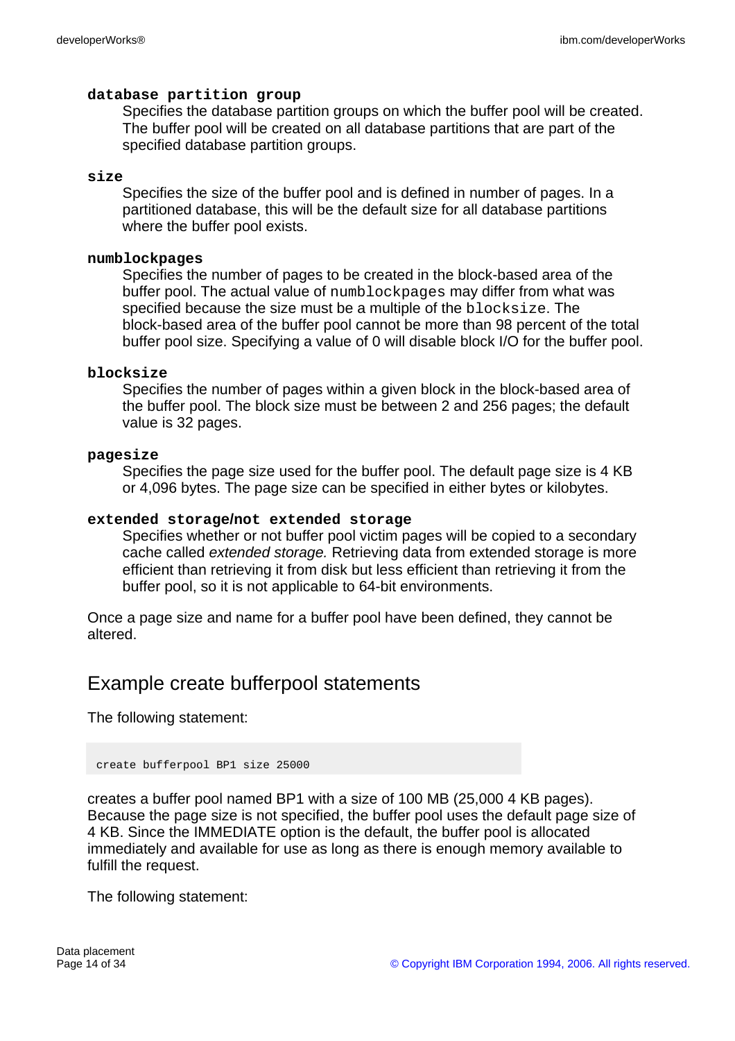**`database partition group`**
: Specifies the database partition groups on which the buffer pool will be created. The buffer pool will be created on all database partitions that are part of the specified database partition groups.

**`size`**
: Specifies the size of the buffer pool and is defined in number of pages. In a partitioned database, this will be the default size for all database partitions where the buffer pool exists.

**`numblockpages`**
: Specifies the number of pages to be created in the block-based area of the buffer pool. The actual value of `numblockpages` may differ from what was specified because the size must be a multiple of the `blocksize`. The block-based area of the buffer pool cannot be more than 98 percent of the total buffer pool size. Specifying a value of 0 will disable block I/O for the buffer pool.

**`blocksize`**
: Specifies the number of pages within a given block in the block-based area of the buffer pool. The block size must be between 2 and 256 pages; the default value is 32 pages.

**`pagesize`**
: Specifies the page size used for the buffer pool. The default page size is 4 KB or 4,096 bytes. The page size can be specified in either bytes or kilobytes.

**`extended storage/not extended storage`**
: Specifies whether or not buffer pool victim pages will be copied to a secondary cache called *extended storage.* Retrieving data from extended storage is more efficient than retrieving it from disk but less efficient than retrieving it from the buffer pool, so it is not applicable to 64-bit environments.

Once a page size and name for a buffer pool have been defined, they cannot be altered.

## Example create bufferpool statements

The following statement:

```
create bufferpool BP1 size 25000
```

creates a buffer pool named BP1 with a size of 100 MB (25,000 4 KB pages). Because the page size is not specified, the buffer pool uses the default page size of 4 KB. Since the IMMEDIATE option is the default, the buffer pool is allocated immediately and available for use as long as there is enough memory available to fulfill the request.

The following statement: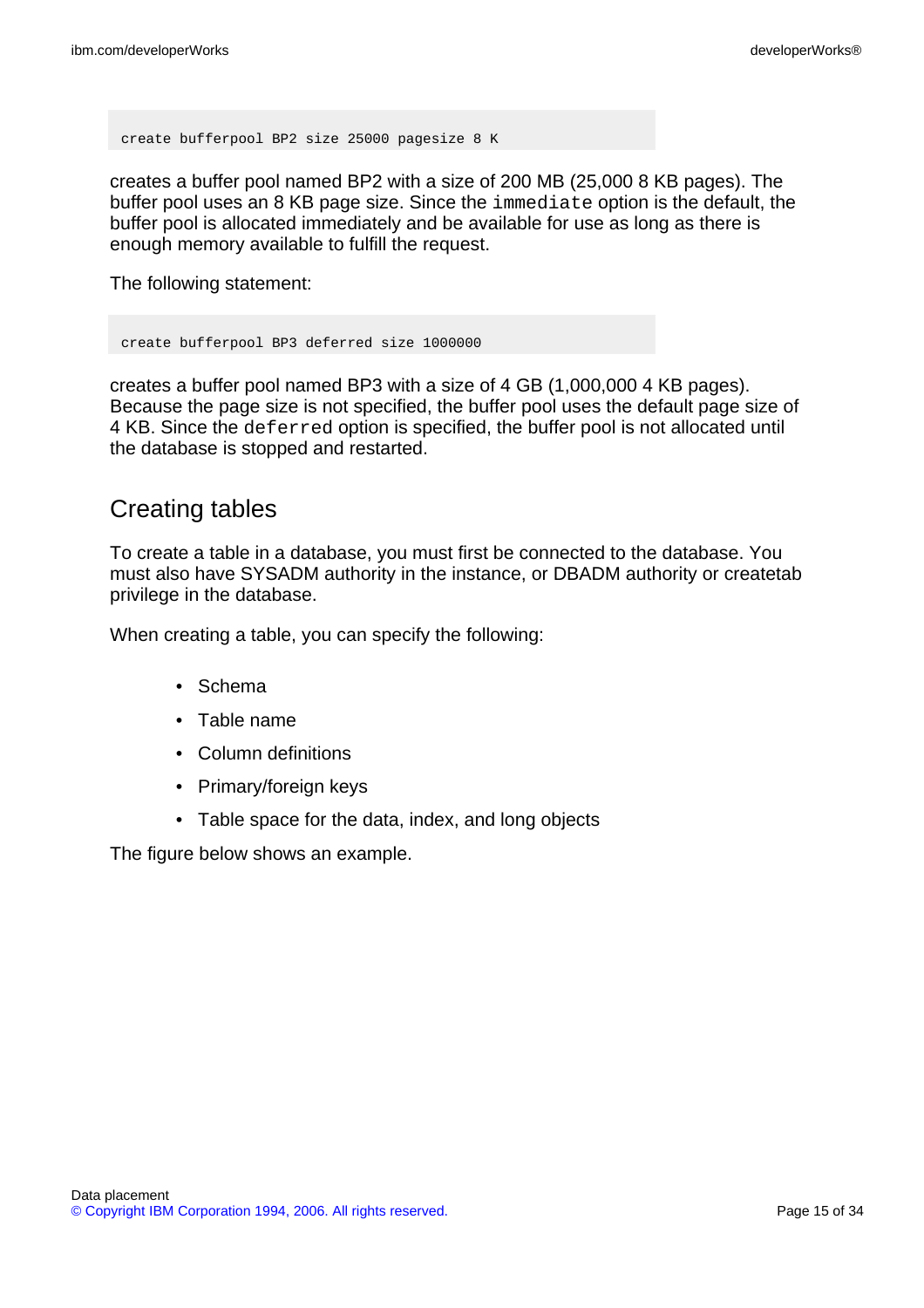```
create bufferpool BP2 size 25000 pagesize 8 K
```

creates a buffer pool named BP2 with a size of 200 MB (25,000 8 KB pages). The buffer pool uses an 8 KB page size. Since the `immediate` option is the default, the buffer pool is allocated immediately and be available for use as long as there is enough memory available to fulfill the request.

The following statement:

```
create bufferpool BP3 deferred size 1000000
```

creates a buffer pool named BP3 with a size of 4 GB (1,000,000 4 KB pages). Because the page size is not specified, the buffer pool uses the default page size of 4 KB. Since the `deferred` option is specified, the buffer pool is not allocated until the database is stopped and restarted.

## Creating tables

To create a table in a database, you must first be connected to the database. You must also have SYSADM authority in the instance, or DBADM authority or createtab privilege in the database.

When creating a table, you can specify the following:

- Schema
- Table name
- Column definitions
- Primary/foreign keys
- Table space for the data, index, and long objects

The figure below shows an example.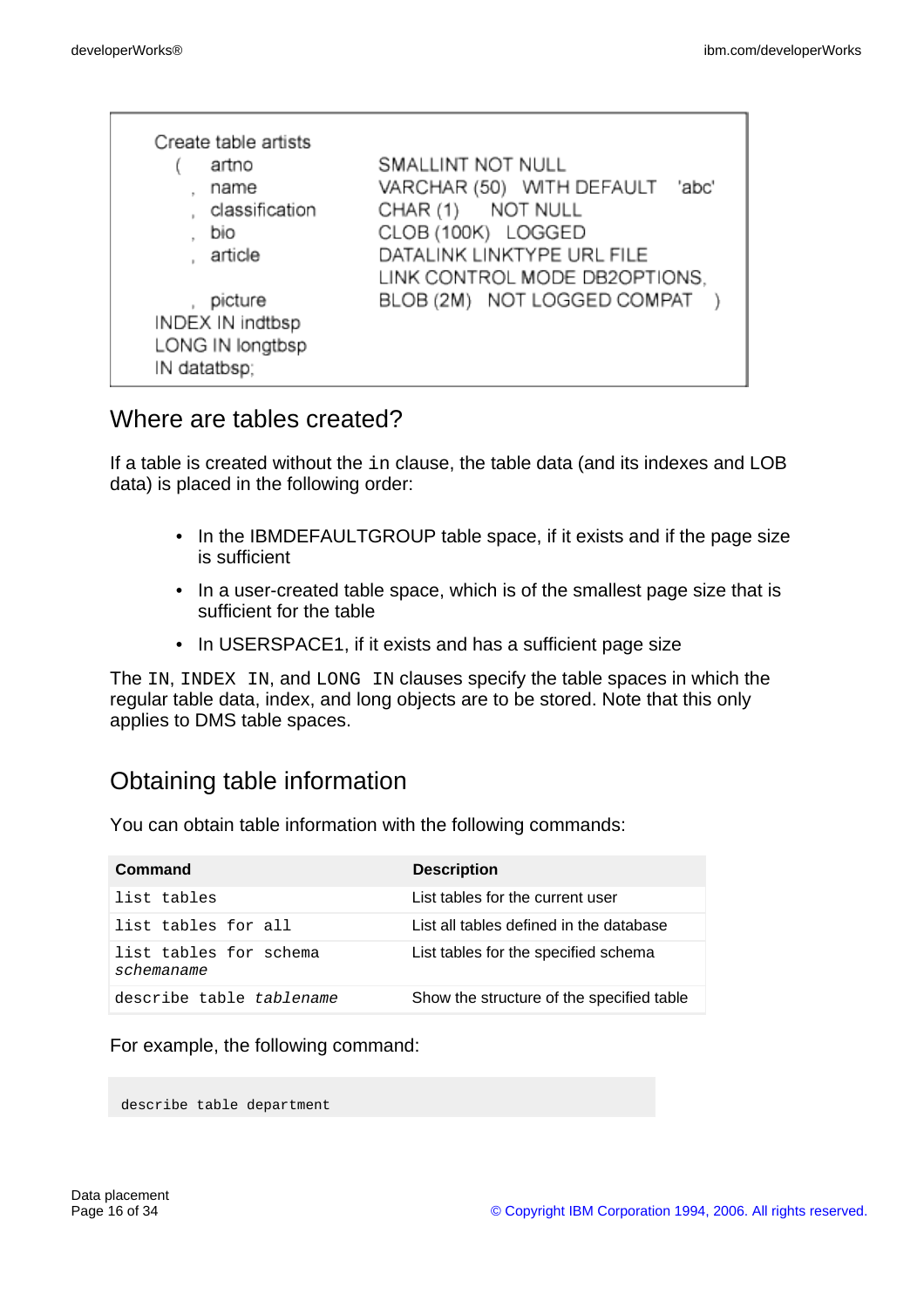```
Create table artists
   (  artno           SMALLINT NOT NULL
    , name            VARCHAR (50)  WITH DEFAULT   'abc'
    , classification  CHAR (1)      NOT NULL
    , bio             CLOB (100K)   LOGGED
    , article         DATALINK LINKTYPE URL FILE
                      LINK CONTROL MODE DB2OPTIONS,
    , picture         BLOB (2M)   NOT LOGGED COMPAT   )
INDEX IN indtbsp
LONG IN longtbsp
IN datatbsp;
```

## Where are tables created?

If a table is created without the `in` clause, the table data (and its indexes and LOB data) is placed in the following order:

- In the IBMDEFAULTGROUP table space, if it exists and if the page size is sufficient
- In a user-created table space, which is of the smallest page size that is sufficient for the table
- In USERSPACE1, if it exists and has a sufficient page size

The `IN`, `INDEX IN`, and `LONG IN` clauses specify the table spaces in which the regular table data, index, and long objects are to be stored. Note that this only applies to DMS table spaces.

## Obtaining table information

You can obtain table information with the following commands:

| Command | Description |
| --- | --- |
| `list tables` | List tables for the current user |
| `list tables for all` | List all tables defined in the database |
| `list tables for schema` *`schemaname`* | List tables for the specified schema |
| `describe table` *`tablename`* | Show the structure of the specified table |

For example, the following command:

```
describe table department
```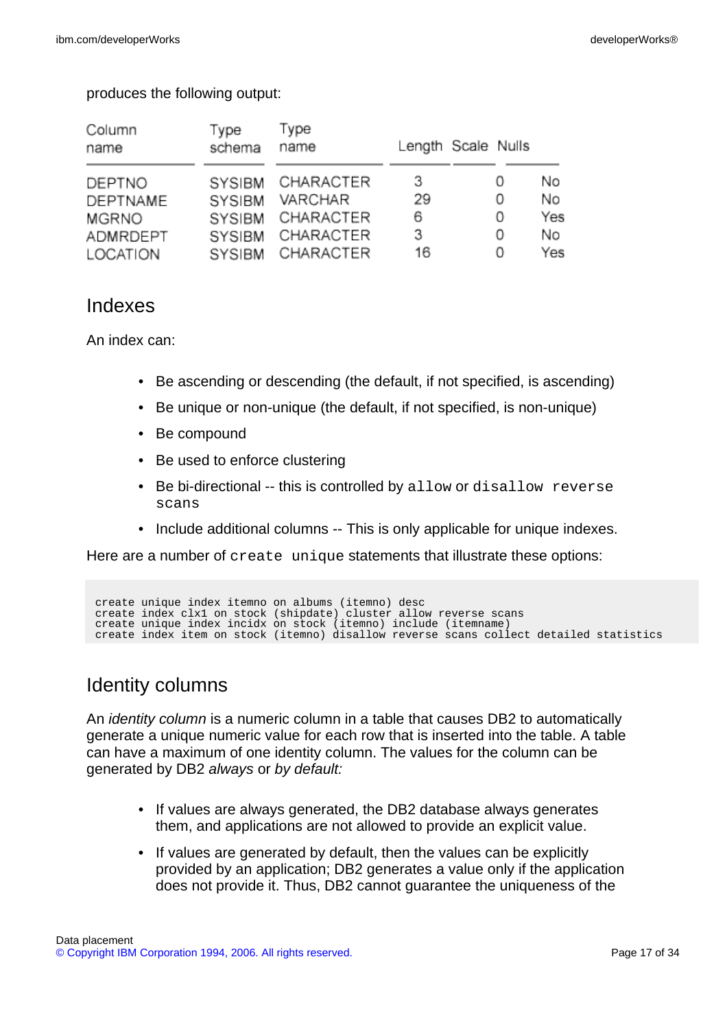produces the following output:

| Column name | Type schema | Type name | Length | Scale | Nulls |
|---|---|---|---|---|---|
| DEPTNO | SYSIBM | CHARACTER | 3 | 0 | No |
| DEPTNAME | SYSIBM | VARCHAR | 29 | 0 | No |
| MGRNO | SYSIBM | CHARACTER | 6 | 0 | Yes |
| ADMRDEPT | SYSIBM | CHARACTER | 3 | 0 | No |
| LOCATION | SYSIBM | CHARACTER | 16 | 0 | Yes |

## Indexes

An index can:

- Be ascending or descending (the default, if not specified, is ascending)
- Be unique or non-unique (the default, if not specified, is non-unique)
- Be compound
- Be used to enforce clustering
- Be bi-directional -- this is controlled by `allow` or `disallow reverse scans`
- Include additional columns -- This is only applicable for unique indexes.

Here are a number of `create unique` statements that illustrate these options:

```
create unique index itemno on albums (itemno) desc
create index clx1 on stock (shipdate) cluster allow reverse scans
create unique index incidx on stock (itemno) include (itemname)
create index item on stock (itemno) disallow reverse scans collect detailed statistics
```

## Identity columns

An *identity column* is a numeric column in a table that causes DB2 to automatically generate a unique numeric value for each row that is inserted into the table. A table can have a maximum of one identity column. The values for the column can be generated by DB2 *always* or *by default:*

- If values are always generated, the DB2 database always generates them, and applications are not allowed to provide an explicit value.
- If values are generated by default, then the values can be explicitly provided by an application; DB2 generates a value only if the application does not provide it. Thus, DB2 cannot guarantee the uniqueness of the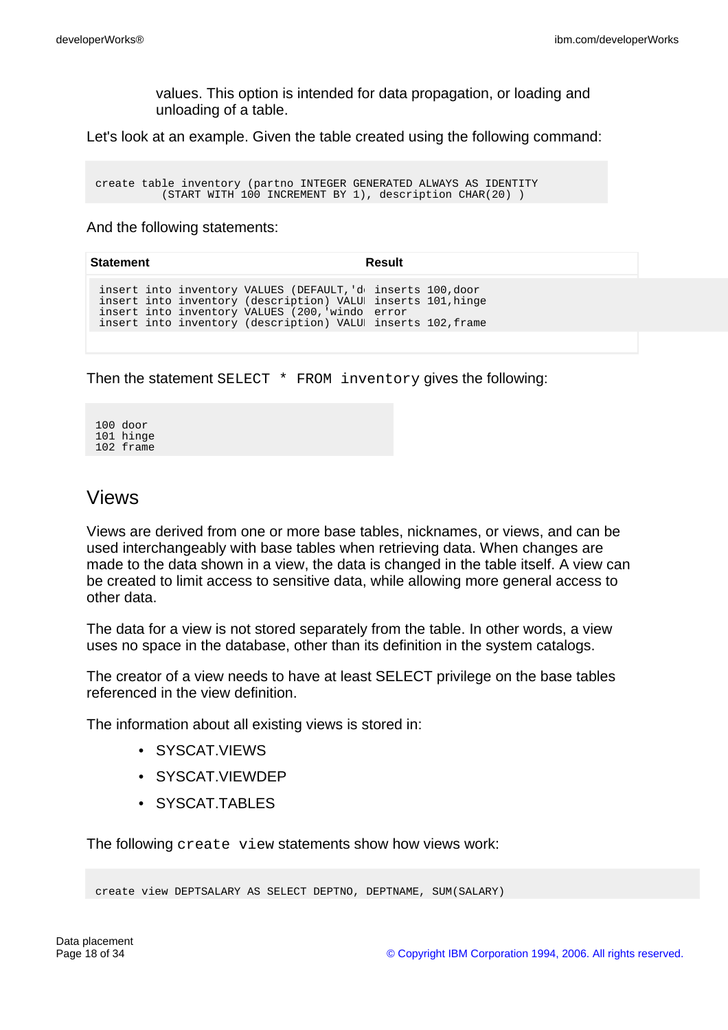values. This option is intended for data propagation, or loading and unloading of a table.

Let's look at an example. Given the table created using the following command:

```
create table inventory (partno INTEGER GENERATED ALWAYS AS IDENTITY
          (START WITH 100 INCREMENT BY 1), description CHAR(20) )
```

And the following statements:

| Statement | Result |
| --- | --- |
| `insert into inventory VALUES (DEFAULT,'d` | `inserts 100,door` |
| `insert into inventory (description) VALU` | `inserts 101,hinge` |
| `insert into inventory VALUES (200,'windo` | `error` |
| `insert into inventory (description) VALU` | `inserts 102,frame` |

Then the statement `SELECT * FROM inventory` gives the following:

```
100 door
101 hinge
102 frame
```

## Views

Views are derived from one or more base tables, nicknames, or views, and can be used interchangeably with base tables when retrieving data. When changes are made to the data shown in a view, the data is changed in the table itself. A view can be created to limit access to sensitive data, while allowing more general access to other data.

The data for a view is not stored separately from the table. In other words, a view uses no space in the database, other than its definition in the system catalogs.

The creator of a view needs to have at least SELECT privilege on the base tables referenced in the view definition.

The information about all existing views is stored in:

- SYSCAT.VIEWS
- SYSCAT.VIEWDEP
- SYSCAT.TABLES

The following `create view` statements show how views work:

```
create view DEPTSALARY AS SELECT DEPTNO, DEPTNAME, SUM(SALARY)
```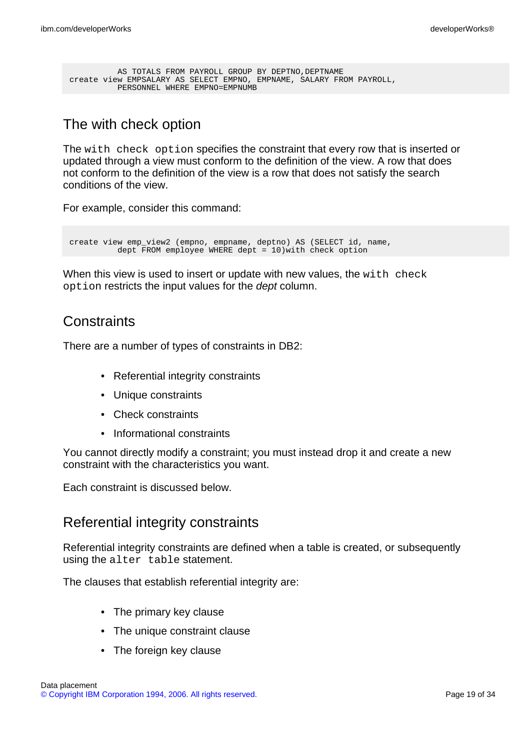```
          AS TOTALS FROM PAYROLL GROUP BY DEPTNO,DEPTNAME
create view EMPSALARY AS SELECT EMPNO, EMPNAME, SALARY FROM PAYROLL,
          PERSONNEL WHERE EMPNO=EMPNUMB
```

## The with check option

The `with check option` specifies the constraint that every row that is inserted or updated through a view must conform to the definition of the view. A row that does not conform to the definition of the view is a row that does not satisfy the search conditions of the view.

For example, consider this command:

```
create view emp_view2 (empno, empname, deptno) AS (SELECT id, name,
          dept FROM employee WHERE dept = 10)with check option
```

When this view is used to insert or update with new values, the `with check option` restricts the input values for the *dept* column.

## Constraints

There are a number of types of constraints in DB2:

- Referential integrity constraints
- Unique constraints
- Check constraints
- Informational constraints

You cannot directly modify a constraint; you must instead drop it and create a new constraint with the characteristics you want.

Each constraint is discussed below.

## Referential integrity constraints

Referential integrity constraints are defined when a table is created, or subsequently using the `alter table` statement.

The clauses that establish referential integrity are:

- The primary key clause
- The unique constraint clause
- The foreign key clause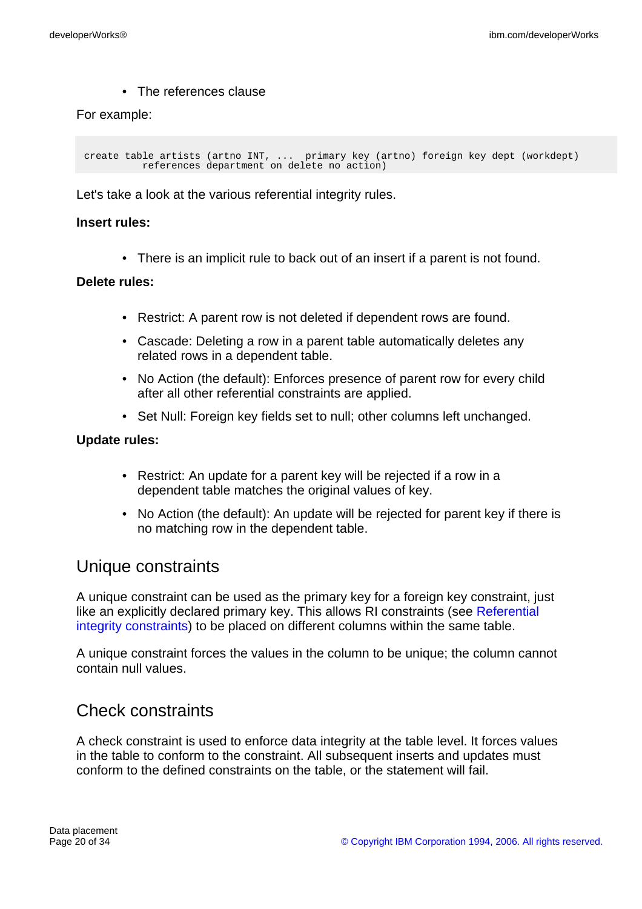- The references clause

For example:

```
create table artists (artno INT, ...  primary key (artno) foreign key dept (workdept)
          references department on delete no action)
```

Let's take a look at the various referential integrity rules.

**Insert rules:**

- There is an implicit rule to back out of an insert if a parent is not found.

**Delete rules:**

- Restrict: A parent row is not deleted if dependent rows are found.
- Cascade: Deleting a row in a parent table automatically deletes any related rows in a dependent table.
- No Action (the default): Enforces presence of parent row for every child after all other referential constraints are applied.
- Set Null: Foreign key fields set to null; other columns left unchanged.

**Update rules:**

- Restrict: An update for a parent key will be rejected if a row in a dependent table matches the original values of key.
- No Action (the default): An update will be rejected for parent key if there is no matching row in the dependent table.

## Unique constraints

A unique constraint can be used as the primary key for a foreign key constraint, just like an explicitly declared primary key. This allows RI constraints (see Referential integrity constraints) to be placed on different columns within the same table.

A unique constraint forces the values in the column to be unique; the column cannot contain null values.

## Check constraints

A check constraint is used to enforce data integrity at the table level. It forces values in the table to conform to the constraint. All subsequent inserts and updates must conform to the defined constraints on the table, or the statement will fail.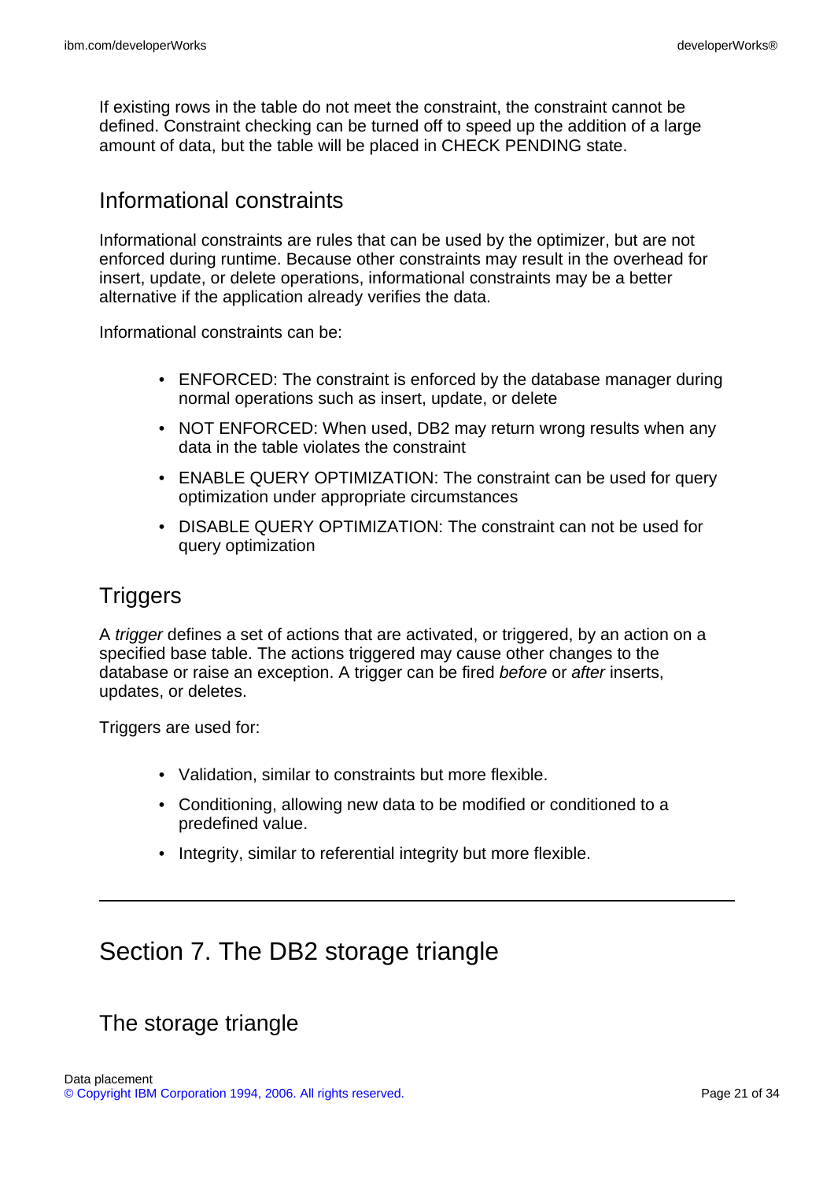If existing rows in the table do not meet the constraint, the constraint cannot be defined. Constraint checking can be turned off to speed up the addition of a large amount of data, but the table will be placed in CHECK PENDING state.

### Informational constraints

Informational constraints are rules that can be used by the optimizer, but are not enforced during runtime. Because other constraints may result in the overhead for insert, update, or delete operations, informational constraints may be a better alternative if the application already verifies the data.

Informational constraints can be:

- ENFORCED: The constraint is enforced by the database manager during normal operations such as insert, update, or delete
- NOT ENFORCED: When used, DB2 may return wrong results when any data in the table violates the constraint
- ENABLE QUERY OPTIMIZATION: The constraint can be used for query optimization under appropriate circumstances
- DISABLE QUERY OPTIMIZATION: The constraint can not be used for query optimization

### Triggers

A *trigger* defines a set of actions that are activated, or triggered, by an action on a specified base table. The actions triggered may cause other changes to the database or raise an exception. A trigger can be fired *before* or *after* inserts, updates, or deletes.

Triggers are used for:

- Validation, similar to constraints but more flexible.
- Conditioning, allowing new data to be modified or conditioned to a predefined value.
- Integrity, similar to referential integrity but more flexible.

---

## Section 7. The DB2 storage triangle

### The storage triangle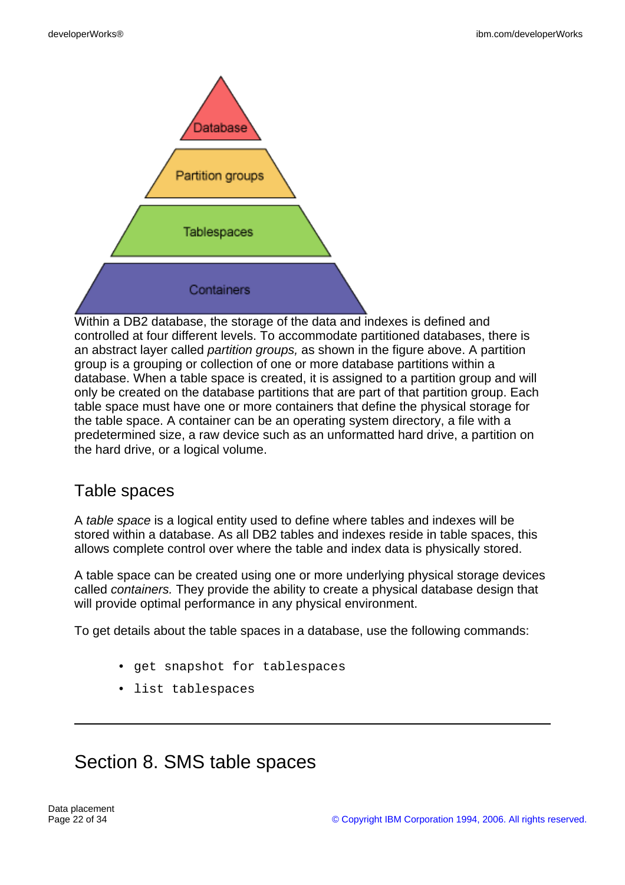Database

Partition groups

Tablespaces

Containers

Within a DB2 database, the storage of the data and indexes is defined and controlled at four different levels. To accommodate partitioned databases, there is an abstract layer called *partition groups,* as shown in the figure above. A partition group is a grouping or collection of one or more database partitions within a database. When a table space is created, it is assigned to a partition group and will only be created on the database partitions that are part of that partition group. Each table space must have one or more containers that define the physical storage for the table space. A container can be an operating system directory, a file with a predetermined size, a raw device such as an unformatted hard drive, a partition on the hard drive, or a logical volume.

## Table spaces

A *table space* is a logical entity used to define where tables and indexes will be stored within a database. As all DB2 tables and indexes reside in table spaces, this allows complete control over where the table and index data is physically stored.

A table space can be created using one or more underlying physical storage devices called *containers.* They provide the ability to create a physical database design that will provide optimal performance in any physical environment.

To get details about the table spaces in a database, use the following commands:

- `get snapshot for tablespaces`
- `list tablespaces`

---

# Section 8. SMS table spaces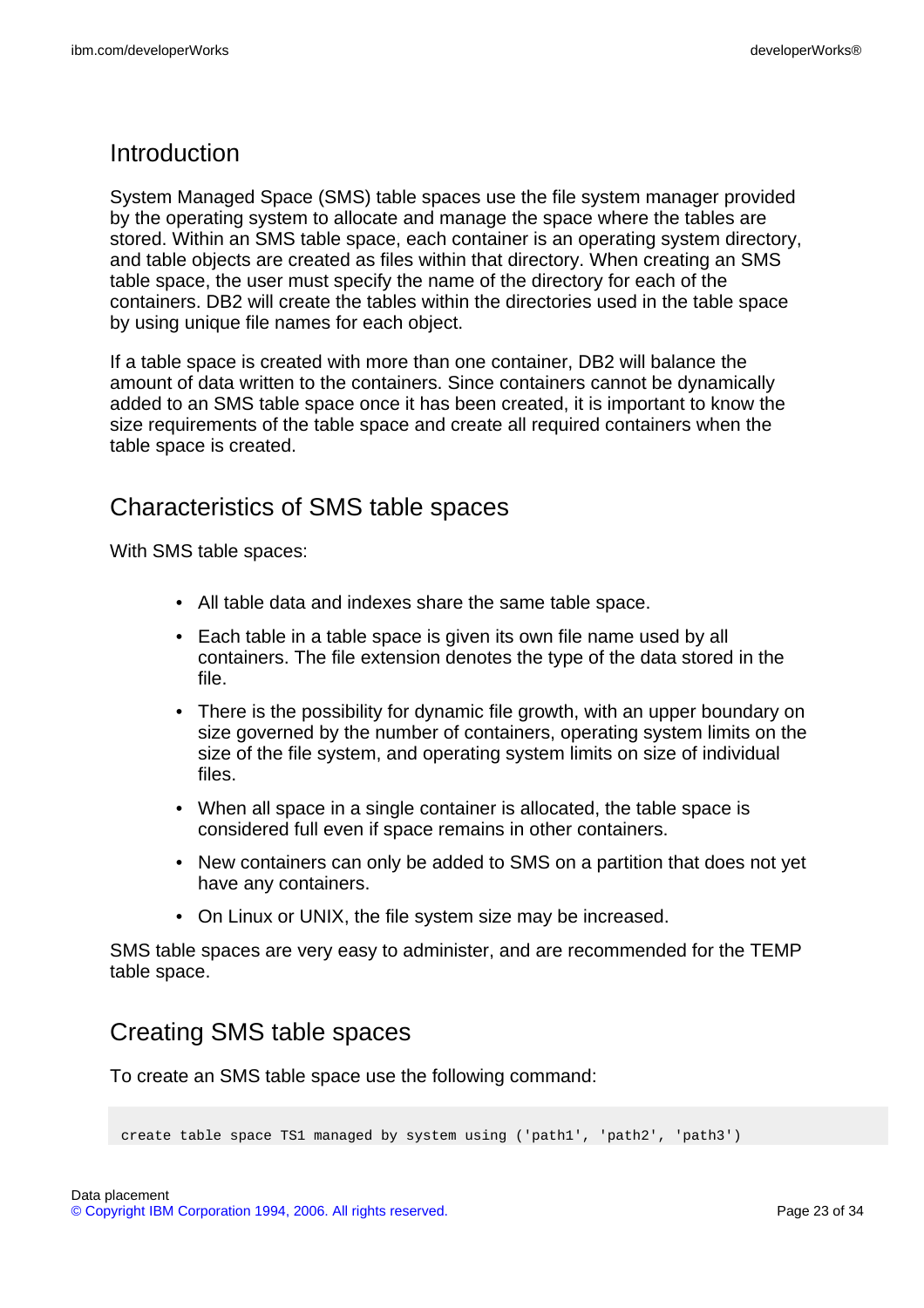## Introduction

System Managed Space (SMS) table spaces use the file system manager provided by the operating system to allocate and manage the space where the tables are stored. Within an SMS table space, each container is an operating system directory, and table objects are created as files within that directory. When creating an SMS table space, the user must specify the name of the directory for each of the containers. DB2 will create the tables within the directories used in the table space by using unique file names for each object.

If a table space is created with more than one container, DB2 will balance the amount of data written to the containers. Since containers cannot be dynamically added to an SMS table space once it has been created, it is important to know the size requirements of the table space and create all required containers when the table space is created.

## Characteristics of SMS table spaces

With SMS table spaces:

- All table data and indexes share the same table space.
- Each table in a table space is given its own file name used by all containers. The file extension denotes the type of the data stored in the file.
- There is the possibility for dynamic file growth, with an upper boundary on size governed by the number of containers, operating system limits on the size of the file system, and operating system limits on size of individual files.
- When all space in a single container is allocated, the table space is considered full even if space remains in other containers.
- New containers can only be added to SMS on a partition that does not yet have any containers.
- On Linux or UNIX, the file system size may be increased.

SMS table spaces are very easy to administer, and are recommended for the TEMP table space.

## Creating SMS table spaces

To create an SMS table space use the following command:

```
create table space TS1 managed by system using ('path1', 'path2', 'path3')
```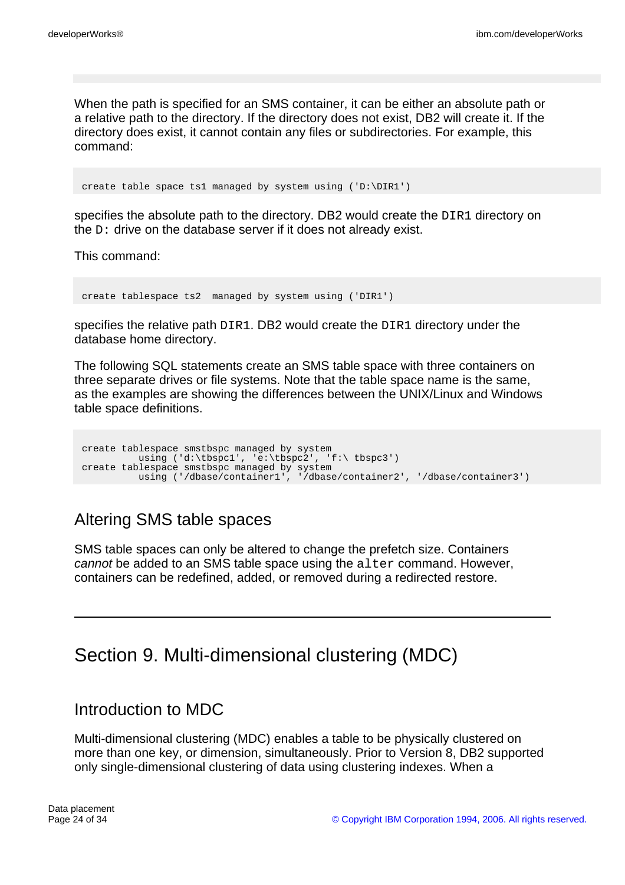When the path is specified for an SMS container, it can be either an absolute path or a relative path to the directory. If the directory does not exist, DB2 will create it. If the directory does exist, it cannot contain any files or subdirectories. For example, this command:

```
create table space ts1 managed by system using ('D:\DIR1')
```

specifies the absolute path to the directory. DB2 would create the `DIR1` directory on the `D:` drive on the database server if it does not already exist.

This command:

```
create tablespace ts2  managed by system using ('DIR1')
```

specifies the relative path `DIR1`. DB2 would create the `DIR1` directory under the database home directory.

The following SQL statements create an SMS table space with three containers on three separate drives or file systems. Note that the table space name is the same, as the examples are showing the differences between the UNIX/Linux and Windows table space definitions.

```
create tablespace smstbspc managed by system
         using ('d:\tbspc1', 'e:\tbspc2', 'f:\ tbspc3')
create tablespace smstbspc managed by system
         using ('/dbase/container1', '/dbase/container2', '/dbase/container3')
```

## Altering SMS table spaces

SMS table spaces can only be altered to change the prefetch size. Containers *cannot* be added to an SMS table space using the `alter` command. However, containers can be redefined, added, or removed during a redirected restore.

---

# Section 9. Multi-dimensional clustering (MDC)

## Introduction to MDC

Multi-dimensional clustering (MDC) enables a table to be physically clustered on more than one key, or dimension, simultaneously. Prior to Version 8, DB2 supported only single-dimensional clustering of data using clustering indexes. When a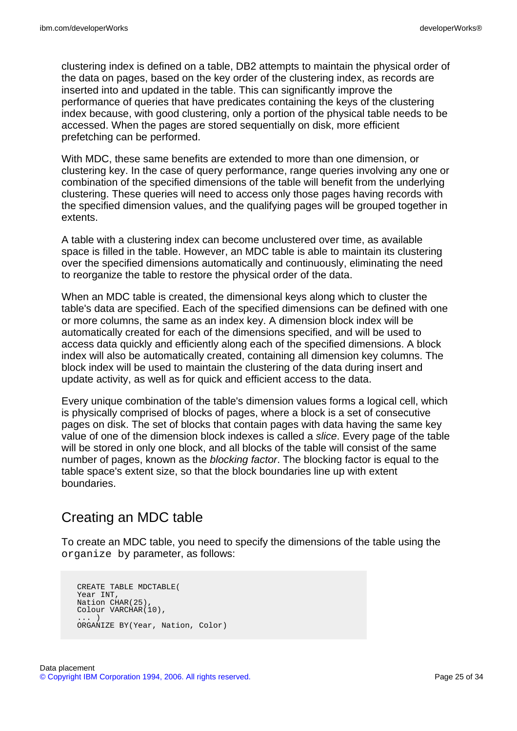clustering index is defined on a table, DB2 attempts to maintain the physical order of the data on pages, based on the key order of the clustering index, as records are inserted into and updated in the table. This can significantly improve the performance of queries that have predicates containing the keys of the clustering index because, with good clustering, only a portion of the physical table needs to be accessed. When the pages are stored sequentially on disk, more efficient prefetching can be performed.

With MDC, these same benefits are extended to more than one dimension, or clustering key. In the case of query performance, range queries involving any one or combination of the specified dimensions of the table will benefit from the underlying clustering. These queries will need to access only those pages having records with the specified dimension values, and the qualifying pages will be grouped together in extents.

A table with a clustering index can become unclustered over time, as available space is filled in the table. However, an MDC table is able to maintain its clustering over the specified dimensions automatically and continuously, eliminating the need to reorganize the table to restore the physical order of the data.

When an MDC table is created, the dimensional keys along which to cluster the table's data are specified. Each of the specified dimensions can be defined with one or more columns, the same as an index key. A dimension block index will be automatically created for each of the dimensions specified, and will be used to access data quickly and efficiently along each of the specified dimensions. A block index will also be automatically created, containing all dimension key columns. The block index will be used to maintain the clustering of the data during insert and update activity, as well as for quick and efficient access to the data.

Every unique combination of the table's dimension values forms a logical cell, which is physically comprised of blocks of pages, where a block is a set of consecutive pages on disk. The set of blocks that contain pages with data having the same key value of one of the dimension block indexes is called a *slice*. Every page of the table will be stored in only one block, and all blocks of the table will consist of the same number of pages, known as the *blocking factor*. The blocking factor is equal to the table space's extent size, so that the block boundaries line up with extent boundaries.

## Creating an MDC table

To create an MDC table, you need to specify the dimensions of the table using the `organize by` parameter, as follows:

```
CREATE TABLE MDCTABLE(
Year INT,
Nation CHAR(25),
Colour VARCHAR(10),
... )
ORGANIZE BY(Year, Nation, Color)
```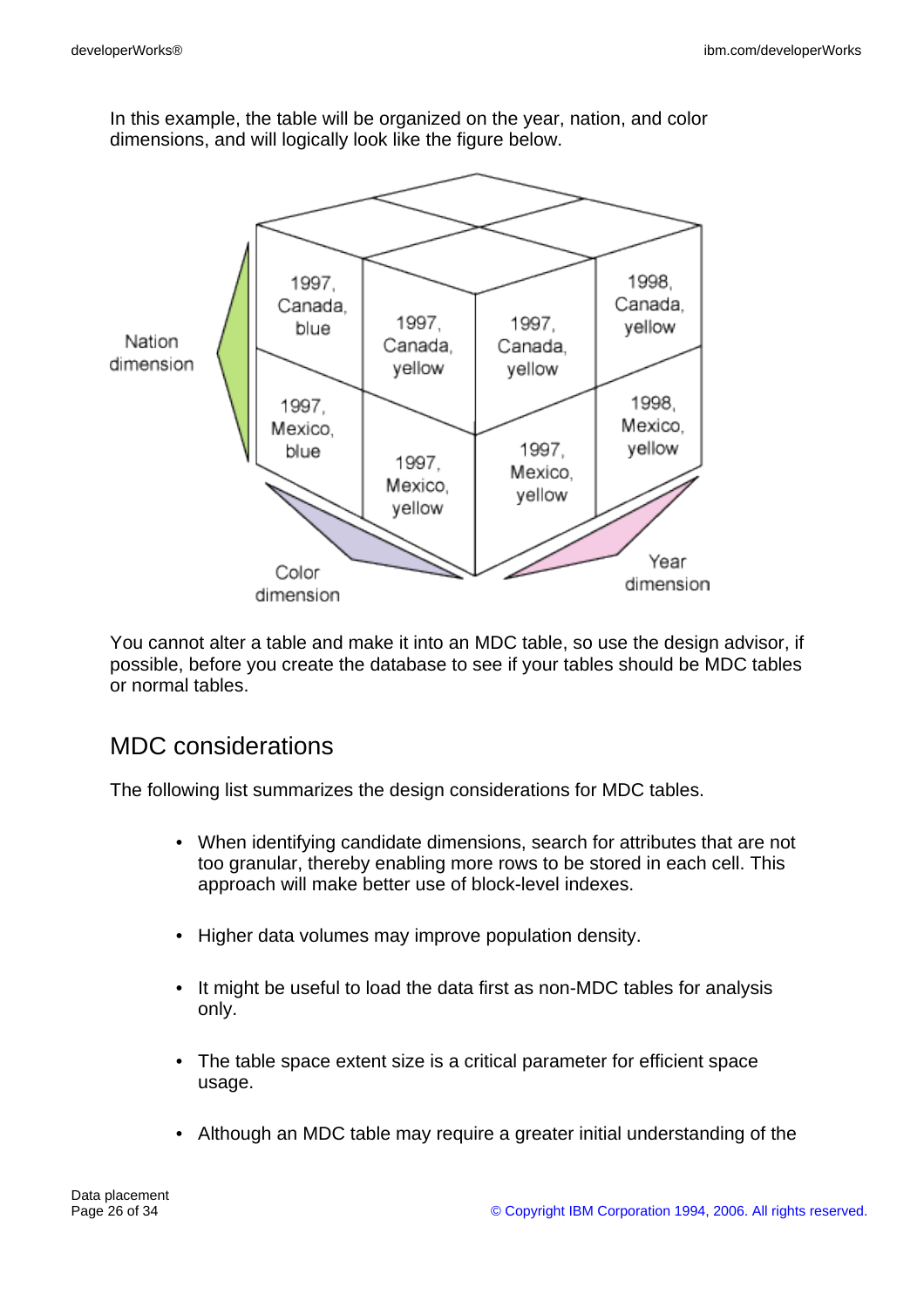In this example, the table will be organized on the year, nation, and color dimensions, and will logically look like the figure below.

Nation dimension

1997, Canada, blue

1997, Canada, yellow

1997, Canada, yellow

1998, Canada, yellow

1997, Mexico, blue

1997, Mexico, yellow

1997, Mexico, yellow

1998, Mexico, yellow

Color dimension

Year dimension

You cannot alter a table and make it into an MDC table, so use the design advisor, if possible, before you create the database to see if your tables should be MDC tables or normal tables.

## MDC considerations

The following list summarizes the design considerations for MDC tables.

- When identifying candidate dimensions, search for attributes that are not too granular, thereby enabling more rows to be stored in each cell. This approach will make better use of block-level indexes.
- Higher data volumes may improve population density.
- It might be useful to load the data first as non-MDC tables for analysis only.
- The table space extent size is a critical parameter for efficient space usage.
- Although an MDC table may require a greater initial understanding of the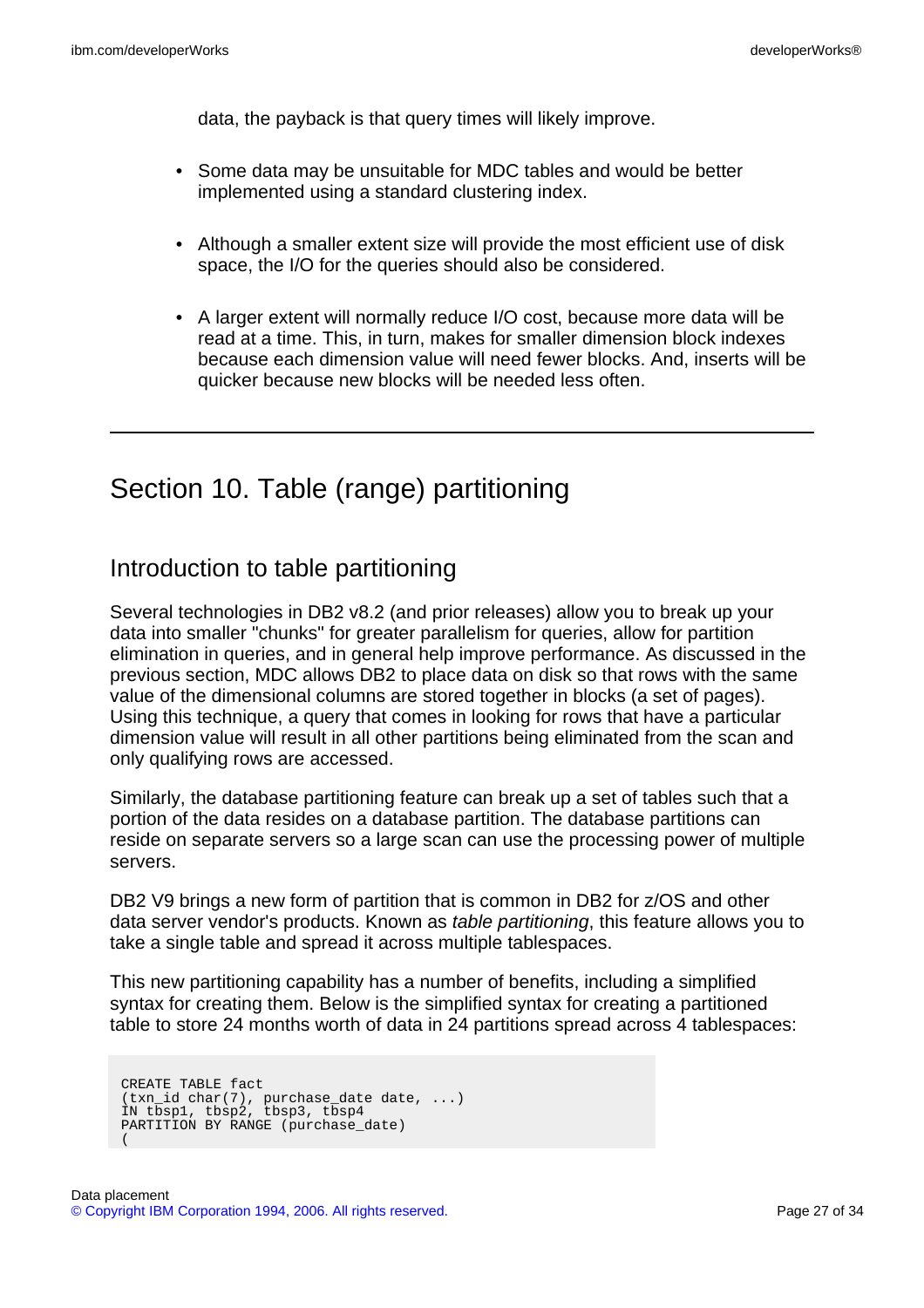data, the payback is that query times will likely improve.

- Some data may be unsuitable for MDC tables and would be better implemented using a standard clustering index.
- Although a smaller extent size will provide the most efficient use of disk space, the I/O for the queries should also be considered.
- A larger extent will normally reduce I/O cost, because more data will be read at a time. This, in turn, makes for smaller dimension block indexes because each dimension value will need fewer blocks. And, inserts will be quicker because new blocks will be needed less often.

---

# Section 10. Table (range) partitioning

## Introduction to table partitioning

Several technologies in DB2 v8.2 (and prior releases) allow you to break up your data into smaller "chunks" for greater parallelism for queries, allow for partition elimination in queries, and in general help improve performance. As discussed in the previous section, MDC allows DB2 to place data on disk so that rows with the same value of the dimensional columns are stored together in blocks (a set of pages). Using this technique, a query that comes in looking for rows that have a particular dimension value will result in all other partitions being eliminated from the scan and only qualifying rows are accessed.

Similarly, the database partitioning feature can break up a set of tables such that a portion of the data resides on a database partition. The database partitions can reside on separate servers so a large scan can use the processing power of multiple servers.

DB2 V9 brings a new form of partition that is common in DB2 for z/OS and other data server vendor's products. Known as *table partitioning*, this feature allows you to take a single table and spread it across multiple tablespaces.

This new partitioning capability has a number of benefits, including a simplified syntax for creating them. Below is the simplified syntax for creating a partitioned table to store 24 months worth of data in 24 partitions spread across 4 tablespaces:

```
CREATE TABLE fact
(txn_id char(7), purchase_date date, ...)
IN tbsp1, tbsp2, tbsp3, tbsp4
PARTITION BY RANGE (purchase_date)
(
```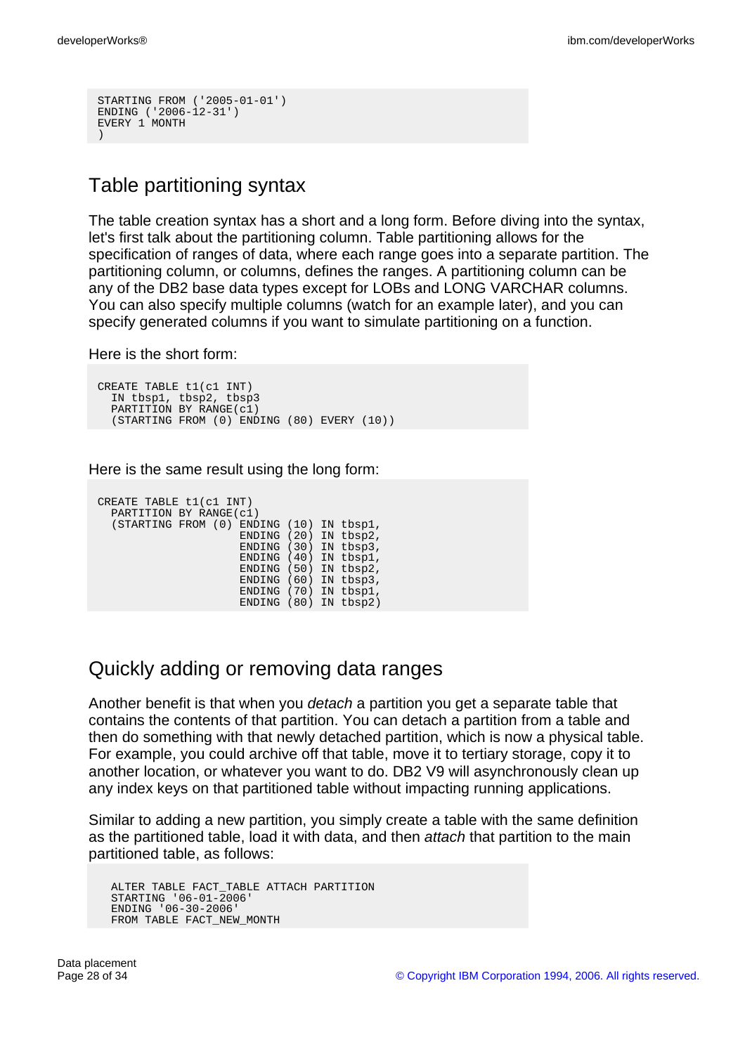```
STARTING FROM ('2005-01-01')
ENDING ('2006-12-31')
EVERY 1 MONTH
)
```

## Table partitioning syntax

The table creation syntax has a short and a long form. Before diving into the syntax, let's first talk about the partitioning column. Table partitioning allows for the specification of ranges of data, where each range goes into a separate partition. The partitioning column, or columns, defines the ranges. A partitioning column can be any of the DB2 base data types except for LOBs and LONG VARCHAR columns. You can also specify multiple columns (watch for an example later), and you can specify generated columns if you want to simulate partitioning on a function.

Here is the short form:

```
CREATE TABLE t1(c1 INT)
  IN tbsp1, tbsp2, tbsp3
  PARTITION BY RANGE(c1)
  (STARTING FROM (0) ENDING (80) EVERY (10))
```

Here is the same result using the long form:

```
CREATE TABLE t1(c1 INT)
  PARTITION BY RANGE(c1)
  (STARTING FROM (0) ENDING (10) IN tbsp1,
                     ENDING (20) IN tbsp2,
                     ENDING (30) IN tbsp3,
                     ENDING (40) IN tbsp1,
                     ENDING (50) IN tbsp2,
                     ENDING (60) IN tbsp3,
                     ENDING (70) IN tbsp1,
                     ENDING (80) IN tbsp2)
```

## Quickly adding or removing data ranges

Another benefit is that when you *detach* a partition you get a separate table that contains the contents of that partition. You can detach a partition from a table and then do something with that newly detached partition, which is now a physical table. For example, you could archive off that table, move it to tertiary storage, copy it to another location, or whatever you want to do. DB2 V9 will asynchronously clean up any index keys on that partitioned table without impacting running applications.

Similar to adding a new partition, you simply create a table with the same definition as the partitioned table, load it with data, and then *attach* that partition to the main partitioned table, as follows:

```
  ALTER TABLE FACT_TABLE ATTACH PARTITION
  STARTING '06-01-2006'
  ENDING '06-30-2006'
  FROM TABLE FACT_NEW_MONTH
```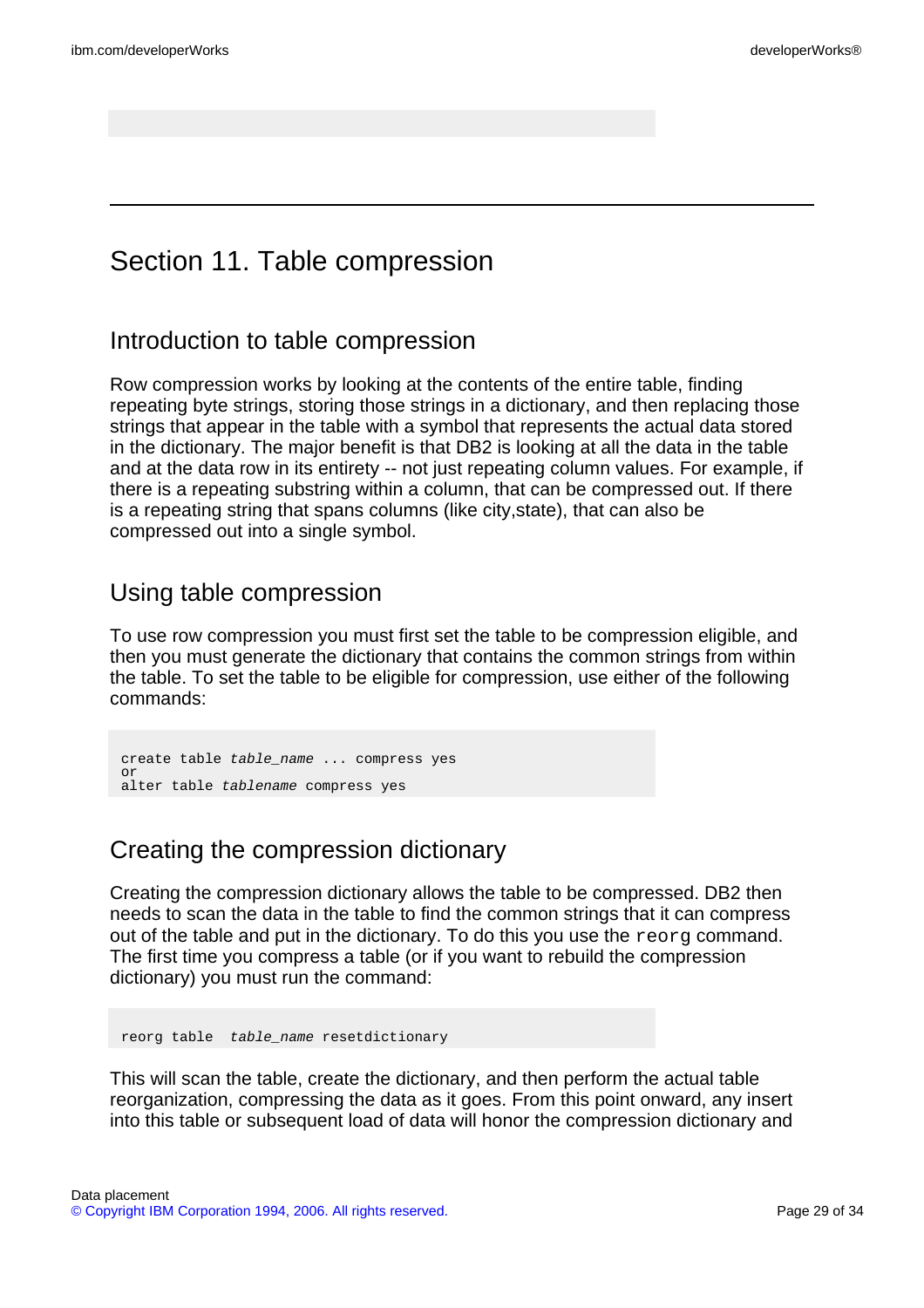## Section 11. Table compression

### Introduction to table compression

Row compression works by looking at the contents of the entire table, finding repeating byte strings, storing those strings in a dictionary, and then replacing those strings that appear in the table with a symbol that represents the actual data stored in the dictionary. The major benefit is that DB2 is looking at all the data in the table and at the data row in its entirety -- not just repeating column values. For example, if there is a repeating substring within a column, that can be compressed out. If there is a repeating string that spans columns (like city,state), that can also be compressed out into a single symbol.

### Using table compression

To use row compression you must first set the table to be compression eligible, and then you must generate the dictionary that contains the common strings from within the table. To set the table to be eligible for compression, use either of the following commands:

```
create table table_name ... compress yes
or
alter table tablename compress yes
```

### Creating the compression dictionary

Creating the compression dictionary allows the table to be compressed. DB2 then needs to scan the data in the table to find the common strings that it can compress out of the table and put in the dictionary. To do this you use the `reorg` command. The first time you compress a table (or if you want to rebuild the compression dictionary) you must run the command:

```
reorg table  table_name resetdictionary
```

This will scan the table, create the dictionary, and then perform the actual table reorganization, compressing the data as it goes. From this point onward, any insert into this table or subsequent load of data will honor the compression dictionary and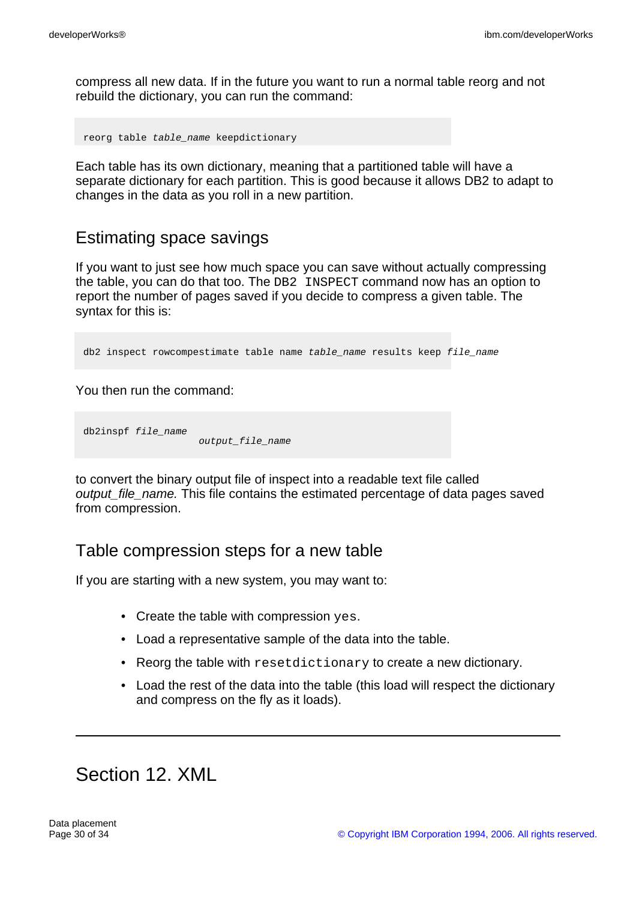compress all new data. If in the future you want to run a normal table reorg and not rebuild the dictionary, you can run the command:

```
reorg table table_name keepdictionary
```

Each table has its own dictionary, meaning that a partitioned table will have a separate dictionary for each partition. This is good because it allows DB2 to adapt to changes in the data as you roll in a new partition.

## Estimating space savings

If you want to just see how much space you can save without actually compressing the table, you can do that too. The `DB2 INSPECT` command now has an option to report the number of pages saved if you decide to compress a given table. The syntax for this is:

```
db2 inspect rowcompestimate table name table_name results keep file_name
```

You then run the command:

```
db2inspf file_name
                output_file_name
```

to convert the binary output file of inspect into a readable text file called *output_file_name*. This file contains the estimated percentage of data pages saved from compression.

## Table compression steps for a new table

If you are starting with a new system, you may want to:

- Create the table with compression `yes`.
- Load a representative sample of the data into the table.
- Reorg the table with `resetdictionary` to create a new dictionary.
- Load the rest of the data into the table (this load will respect the dictionary and compress on the fly as it loads).

---

# Section 12. XML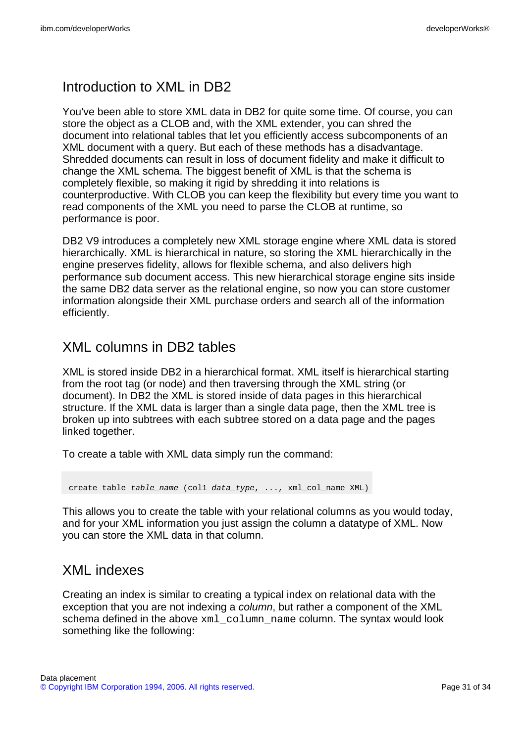## Introduction to XML in DB2

You've been able to store XML data in DB2 for quite some time. Of course, you can store the object as a CLOB and, with the XML extender, you can shred the document into relational tables that let you efficiently access subcomponents of an XML document with a query. But each of these methods has a disadvantage. Shredded documents can result in loss of document fidelity and make it difficult to change the XML schema. The biggest benefit of XML is that the schema is completely flexible, so making it rigid by shredding it into relations is counterproductive. With CLOB you can keep the flexibility but every time you want to read components of the XML you need to parse the CLOB at runtime, so performance is poor.

DB2 V9 introduces a completely new XML storage engine where XML data is stored hierarchically. XML is hierarchical in nature, so storing the XML hierarchically in the engine preserves fidelity, allows for flexible schema, and also delivers high performance sub document access. This new hierarchical storage engine sits inside the same DB2 data server as the relational engine, so now you can store customer information alongside their XML purchase orders and search all of the information efficiently.

## XML columns in DB2 tables

XML is stored inside DB2 in a hierarchical format. XML itself is hierarchical starting from the root tag (or node) and then traversing through the XML string (or document). In DB2 the XML is stored inside of data pages in this hierarchical structure. If the XML data is larger than a single data page, then the XML tree is broken up into subtrees with each subtree stored on a data page and the pages linked together.

To create a table with XML data simply run the command:

```
create table table_name (col1 data_type, ..., xml_col_name XML)
```

This allows you to create the table with your relational columns as you would today, and for your XML information you just assign the column a datatype of XML. Now you can store the XML data in that column.

## XML indexes

Creating an index is similar to creating a typical index on relational data with the exception that you are not indexing a *column*, but rather a component of the XML schema defined in the above `xml_column_name` column. The syntax would look something like the following: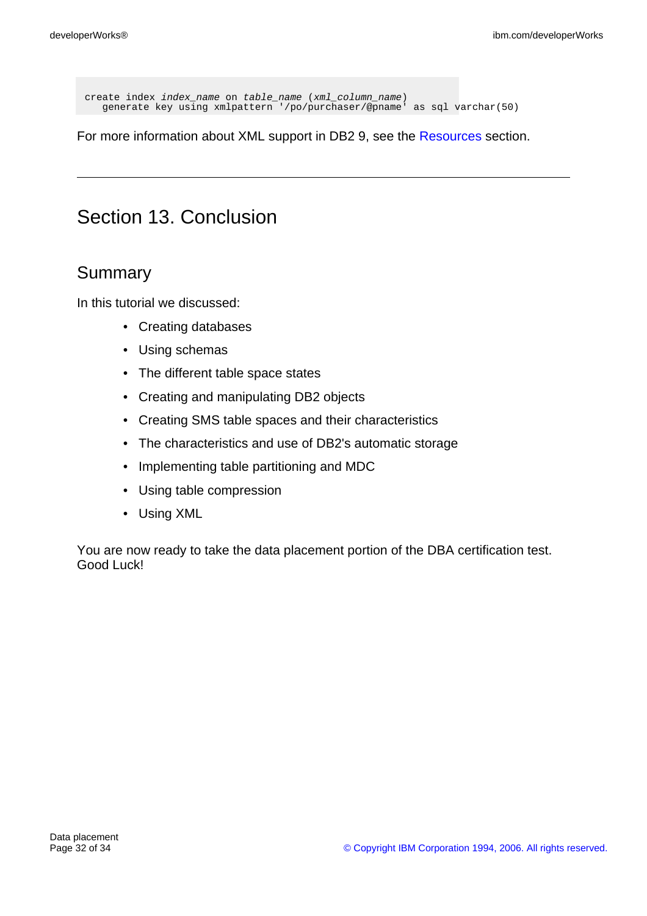```
create index index_name on table_name (xml_column_name)
   generate key using xmlpattern '/po/purchaser/@pname' as sql varchar(50)
```

For more information about XML support in DB2 9, see the Resources section.

---

# Section 13. Conclusion

## Summary

In this tutorial we discussed:

- Creating databases
- Using schemas
- The different table space states
- Creating and manipulating DB2 objects
- Creating SMS table spaces and their characteristics
- The characteristics and use of DB2's automatic storage
- Implementing table partitioning and MDC
- Using table compression
- Using XML

You are now ready to take the data placement portion of the DBA certification test. Good Luck!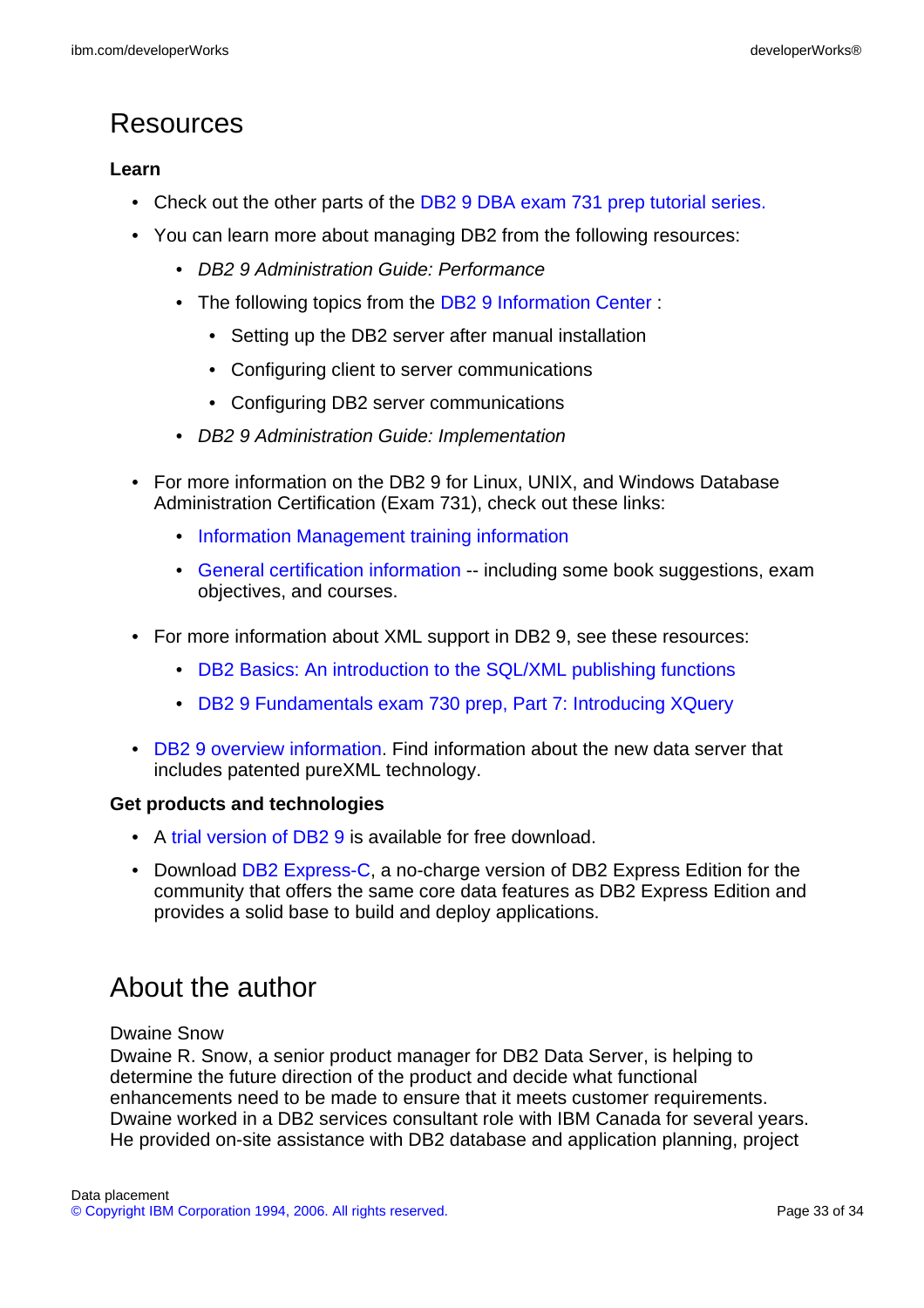## Resources

### Learn

- Check out the other parts of the DB2 9 DBA exam 731 prep tutorial series.
- You can learn more about managing DB2 from the following resources:
  - *DB2 9 Administration Guide: Performance*
  - The following topics from the DB2 9 Information Center :
    - Setting up the DB2 server after manual installation
    - Configuring client to server communications
    - Configuring DB2 server communications
  - *DB2 9 Administration Guide: Implementation*
- For more information on the DB2 9 for Linux, UNIX, and Windows Database Administration Certification (Exam 731), check out these links:
  - Information Management training information
  - General certification information -- including some book suggestions, exam objectives, and courses.
- For more information about XML support in DB2 9, see these resources:
  - DB2 Basics: An introduction to the SQL/XML publishing functions
  - DB2 9 Fundamentals exam 730 prep, Part 7: Introducing XQuery
- DB2 9 overview information. Find information about the new data server that includes patented pureXML technology.

### Get products and technologies

- A trial version of DB2 9 is available for free download.
- Download DB2 Express-C, a no-charge version of DB2 Express Edition for the community that offers the same core data features as DB2 Express Edition and provides a solid base to build and deploy applications.

## About the author

Dwaine Snow

Dwaine R. Snow, a senior product manager for DB2 Data Server, is helping to determine the future direction of the product and decide what functional enhancements need to be made to ensure that it meets customer requirements. Dwaine worked in a DB2 services consultant role with IBM Canada for several years. He provided on-site assistance with DB2 database and application planning, project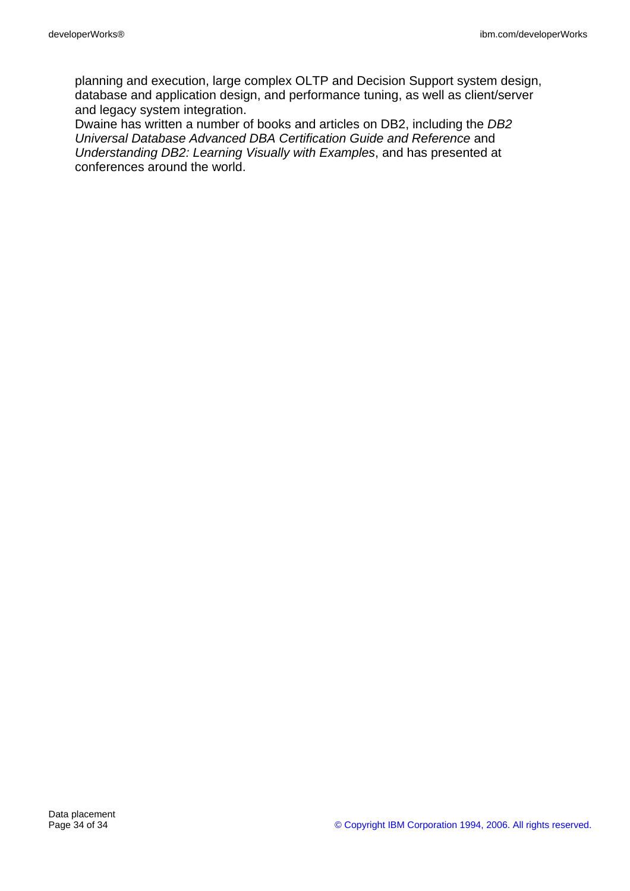planning and execution, large complex OLTP and Decision Support system design, database and application design, and performance tuning, as well as client/server and legacy system integration.

Dwaine has written a number of books and articles on DB2, including the *DB2 Universal Database Advanced DBA Certification Guide and Reference* and *Understanding DB2: Learning Visually with Examples*, and has presented at conferences around the world.